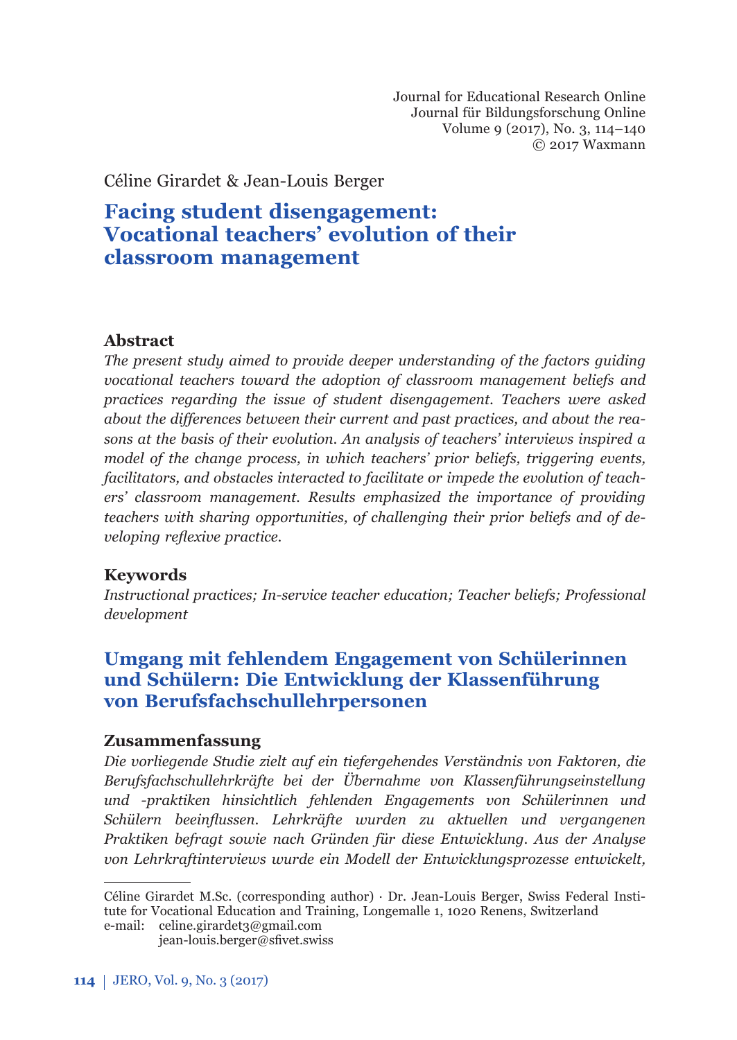Céline Girardet & Jean-Louis Berger

# Facing student disengagement: Vocational teachers' evolution of their classroom management

## Abstract

*The present study aimed to provide deeper understanding of the factors guiding vocational teachers toward the adoption of classroom management beliefs and practices regarding the issue of student disengagement. Teachers were asked about the differences between their current and past practices, and about the reasons at the basis of their evolution. An analysis of teachers' interviews inspired a model of the change process, in which teachers' prior beliefs, triggering events, facilitators, and obstacles interacted to facilitate or impede the evolution of teachers' classroom management. Results emphasized the importance of providing teachers with sharing opportunities, of challenging their prior beliefs and of developing reflexive practice.*

## Keywords

*Instructional practices; In-service teacher education; Teacher beliefs; Professional development*

# Umgang mit fehlendem Engagement von Schülerinnen und Schülern: Die Entwicklung der Klassenführung von Berufsfachschullehrpersonen

## Zusammenfassung

*Die vorliegende Studie zielt auf ein tiefergehendes Verständnis von Faktoren, die Berufsfachschullehrkräfte bei der Übernahme von Klassenführungseinstellung und -praktiken hinsichtlich fehlenden Engagements von Schülerinnen und Schülern beeinflussen. Lehrkräfte wurden zu aktuellen und vergangenen Praktiken befragt sowie nach Gründen für diese Entwicklung. Aus der Analyse von Lehrkraftinterviews wurde ein Modell der Entwicklungsprozesse entwickelt,*

---

Céline Girardet M.Sc. (corresponding author) · Dr. Jean-Louis Berger, Swiss Federal Institute for Vocational Education and Training, Longemalle 1, 1020 Renens, Switzerland
e-mail: celine.girardet3@gmail.com
jean-louis.berger@sfivet.swiss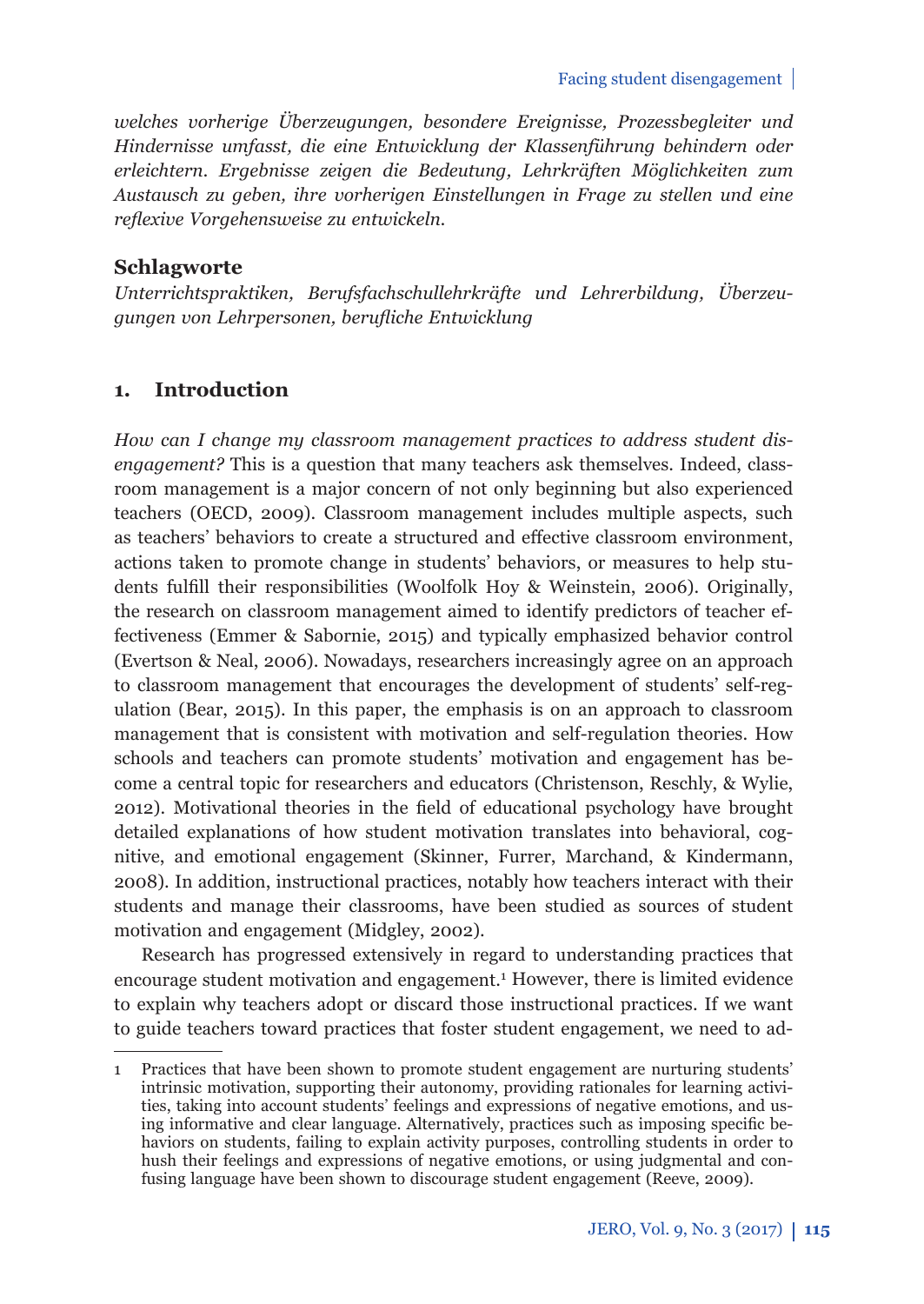*welches vorherige Überzeugungen, besondere Ereignisse, Prozessbegleiter und Hindernisse umfasst, die eine Entwicklung der Klassenführung behindern oder erleichtern. Ergebnisse zeigen die Bedeutung, Lehrkräften Möglichkeiten zum Austausch zu geben, ihre vorherigen Einstellungen in Frage zu stellen und eine reflexive Vorgehensweise zu entwickeln.*

**Schlagworte**

*Unterrichtspraktiken, Berufsfachschullehrkräfte und Lehrerbildung, Überzeugungen von Lehrpersonen, berufliche Entwicklung*

## 1. Introduction

*How can I change my classroom management practices to address student disengagement?* This is a question that many teachers ask themselves. Indeed, classroom management is a major concern of not only beginning but also experienced teachers (OECD, 2009). Classroom management includes multiple aspects, such as teachers' behaviors to create a structured and effective classroom environment, actions taken to promote change in students' behaviors, or measures to help students fulfill their responsibilities (Woolfolk Hoy & Weinstein, 2006). Originally, the research on classroom management aimed to identify predictors of teacher effectiveness (Emmer & Sabornie, 2015) and typically emphasized behavior control (Evertson & Neal, 2006). Nowadays, researchers increasingly agree on an approach to classroom management that encourages the development of students' self-regulation (Bear, 2015). In this paper, the emphasis is on an approach to classroom management that is consistent with motivation and self-regulation theories. How schools and teachers can promote students' motivation and engagement has become a central topic for researchers and educators (Christenson, Reschly, & Wylie, 2012). Motivational theories in the field of educational psychology have brought detailed explanations of how student motivation translates into behavioral, cognitive, and emotional engagement (Skinner, Furrer, Marchand, & Kindermann, 2008). In addition, instructional practices, notably how teachers interact with their students and manage their classrooms, have been studied as sources of student motivation and engagement (Midgley, 2002).

Research has progressed extensively in regard to understanding practices that encourage student motivation and engagement.[1] However, there is limited evidence to explain why teachers adopt or discard those instructional practices. If we want to guide teachers toward practices that foster student engagement, we need to ad-

---

1 Practices that have been shown to promote student engagement are nurturing students' intrinsic motivation, supporting their autonomy, providing rationales for learning activities, taking into account students' feelings and expressions of negative emotions, and using informative and clear language. Alternatively, practices such as imposing specific behaviors on students, failing to explain activity purposes, controlling students in order to hush their feelings and expressions of negative emotions, or using judgmental and confusing language have been shown to discourage student engagement (Reeve, 2009).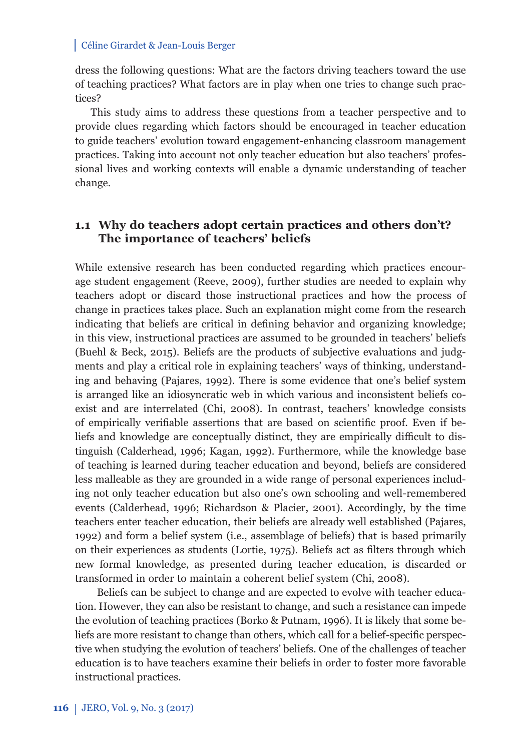dress the following questions: What are the factors driving teachers toward the use of teaching practices? What factors are in play when one tries to change such practices?

This study aims to address these questions from a teacher perspective and to provide clues regarding which factors should be encouraged in teacher education to guide teachers' evolution toward engagement-enhancing classroom management practices. Taking into account not only teacher education but also teachers' professional lives and working contexts will enable a dynamic understanding of teacher change.

### 1.1 Why do teachers adopt certain practices and others don't? The importance of teachers' beliefs

While extensive research has been conducted regarding which practices encourage student engagement (Reeve, 2009), further studies are needed to explain why teachers adopt or discard those instructional practices and how the process of change in practices takes place. Such an explanation might come from the research indicating that beliefs are critical in defining behavior and organizing knowledge; in this view, instructional practices are assumed to be grounded in teachers' beliefs (Buehl & Beck, 2015). Beliefs are the products of subjective evaluations and judgments and play a critical role in explaining teachers' ways of thinking, understanding and behaving (Pajares, 1992). There is some evidence that one's belief system is arranged like an idiosyncratic web in which various and inconsistent beliefs coexist and are interrelated (Chi, 2008). In contrast, teachers' knowledge consists of empirically verifiable assertions that are based on scientific proof. Even if beliefs and knowledge are conceptually distinct, they are empirically difficult to distinguish (Calderhead, 1996; Kagan, 1992). Furthermore, while the knowledge base of teaching is learned during teacher education and beyond, beliefs are considered less malleable as they are grounded in a wide range of personal experiences including not only teacher education but also one's own schooling and well-remembered events (Calderhead, 1996; Richardson & Placier, 2001). Accordingly, by the time teachers enter teacher education, their beliefs are already well established (Pajares, 1992) and form a belief system (i.e., assemblage of beliefs) that is based primarily on their experiences as students (Lortie, 1975). Beliefs act as filters through which new formal knowledge, as presented during teacher education, is discarded or transformed in order to maintain a coherent belief system (Chi, 2008).

Beliefs can be subject to change and are expected to evolve with teacher education. However, they can also be resistant to change, and such a resistance can impede the evolution of teaching practices (Borko & Putnam, 1996). It is likely that some beliefs are more resistant to change than others, which call for a belief-specific perspective when studying the evolution of teachers' beliefs. One of the challenges of teacher education is to have teachers examine their beliefs in order to foster more favorable instructional practices.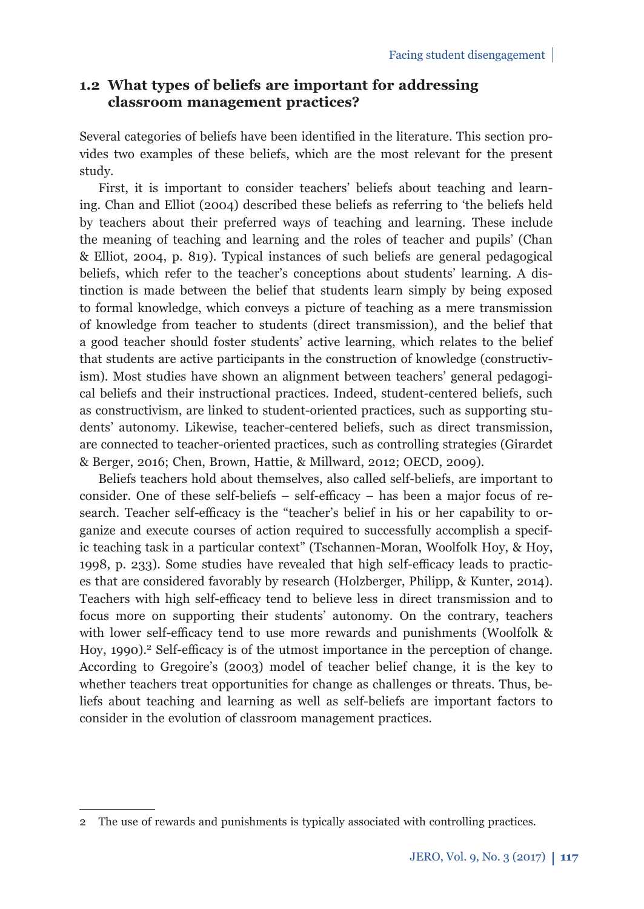## 1.2 What types of beliefs are important for addressing classroom management practices?

Several categories of beliefs have been identified in the literature. This section provides two examples of these beliefs, which are the most relevant for the present study.

First, it is important to consider teachers' beliefs about teaching and learning. Chan and Elliot (2004) described these beliefs as referring to 'the beliefs held by teachers about their preferred ways of teaching and learning. These include the meaning of teaching and learning and the roles of teacher and pupils' (Chan & Elliot, 2004, p. 819). Typical instances of such beliefs are general pedagogical beliefs, which refer to the teacher's conceptions about students' learning. A distinction is made between the belief that students learn simply by being exposed to formal knowledge, which conveys a picture of teaching as a mere transmission of knowledge from teacher to students (direct transmission), and the belief that a good teacher should foster students' active learning, which relates to the belief that students are active participants in the construction of knowledge (constructivism). Most studies have shown an alignment between teachers' general pedagogical beliefs and their instructional practices. Indeed, student-centered beliefs, such as constructivism, are linked to student-oriented practices, such as supporting students' autonomy. Likewise, teacher-centered beliefs, such as direct transmission, are connected to teacher-oriented practices, such as controlling strategies (Girardet & Berger, 2016; Chen, Brown, Hattie, & Millward, 2012; OECD, 2009).

Beliefs teachers hold about themselves, also called self-beliefs, are important to consider. One of these self-beliefs – self-efficacy – has been a major focus of research. Teacher self-efficacy is the "teacher's belief in his or her capability to organize and execute courses of action required to successfully accomplish a specific teaching task in a particular context" (Tschannen-Moran, Woolfolk Hoy, & Hoy, 1998, p. 233). Some studies have revealed that high self-efficacy leads to practices that are considered favorably by research (Holzberger, Philipp, & Kunter, 2014). Teachers with high self-efficacy tend to believe less in direct transmission and to focus more on supporting their students' autonomy. On the contrary, teachers with lower self-efficacy tend to use more rewards and punishments (Woolfolk & Hoy, 1990).[2] Self-efficacy is of the utmost importance in the perception of change. According to Gregoire's (2003) model of teacher belief change, it is the key to whether teachers treat opportunities for change as challenges or threats. Thus, beliefs about teaching and learning as well as self-beliefs are important factors to consider in the evolution of classroom management practices.

---

[2] The use of rewards and punishments is typically associated with controlling practices.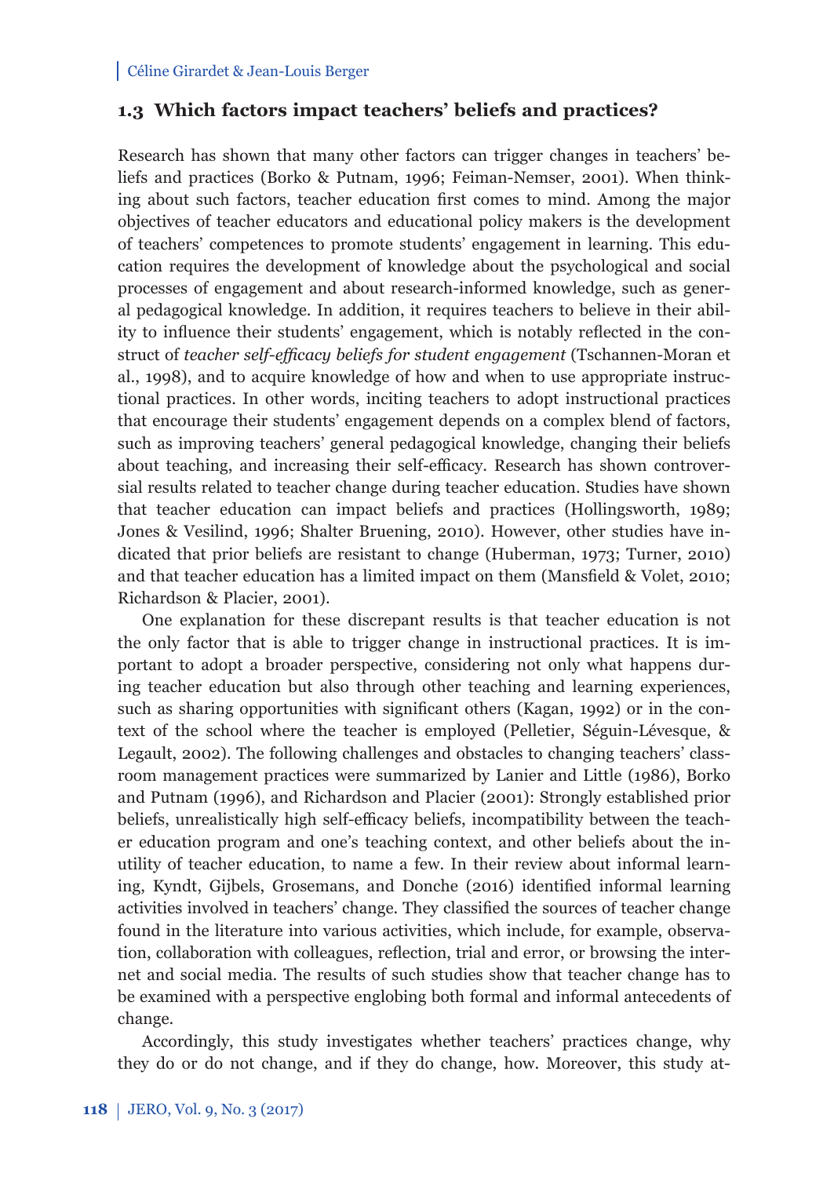### 1.3 Which factors impact teachers' beliefs and practices?

Research has shown that many other factors can trigger changes in teachers' beliefs and practices (Borko & Putnam, 1996; Feiman-Nemser, 2001). When thinking about such factors, teacher education first comes to mind. Among the major objectives of teacher educators and educational policy makers is the development of teachers' competences to promote students' engagement in learning. This education requires the development of knowledge about the psychological and social processes of engagement and about research-informed knowledge, such as general pedagogical knowledge. In addition, it requires teachers to believe in their ability to influence their students' engagement, which is notably reflected in the construct of *teacher self-efficacy beliefs for student engagement* (Tschannen-Moran et al., 1998), and to acquire knowledge of how and when to use appropriate instructional practices. In other words, inciting teachers to adopt instructional practices that encourage their students' engagement depends on a complex blend of factors, such as improving teachers' general pedagogical knowledge, changing their beliefs about teaching, and increasing their self-efficacy. Research has shown controversial results related to teacher change during teacher education. Studies have shown that teacher education can impact beliefs and practices (Hollingsworth, 1989; Jones & Vesilind, 1996; Shalter Bruening, 2010). However, other studies have indicated that prior beliefs are resistant to change (Huberman, 1973; Turner, 2010) and that teacher education has a limited impact on them (Mansfield & Volet, 2010; Richardson & Placier, 2001).

One explanation for these discrepant results is that teacher education is not the only factor that is able to trigger change in instructional practices. It is important to adopt a broader perspective, considering not only what happens during teacher education but also through other teaching and learning experiences, such as sharing opportunities with significant others (Kagan, 1992) or in the context of the school where the teacher is employed (Pelletier, Séguin-Lévesque, & Legault, 2002). The following challenges and obstacles to changing teachers' classroom management practices were summarized by Lanier and Little (1986), Borko and Putnam (1996), and Richardson and Placier (2001): Strongly established prior beliefs, unrealistically high self-efficacy beliefs, incompatibility between the teacher education program and one's teaching context, and other beliefs about the inutility of teacher education, to name a few. In their review about informal learning, Kyndt, Gijbels, Grosemans, and Donche (2016) identified informal learning activities involved in teachers' change. They classified the sources of teacher change found in the literature into various activities, which include, for example, observation, collaboration with colleagues, reflection, trial and error, or browsing the internet and social media. The results of such studies show that teacher change has to be examined with a perspective englobing both formal and informal antecedents of change.

Accordingly, this study investigates whether teachers' practices change, why they do or do not change, and if they do change, how. Moreover, this study at-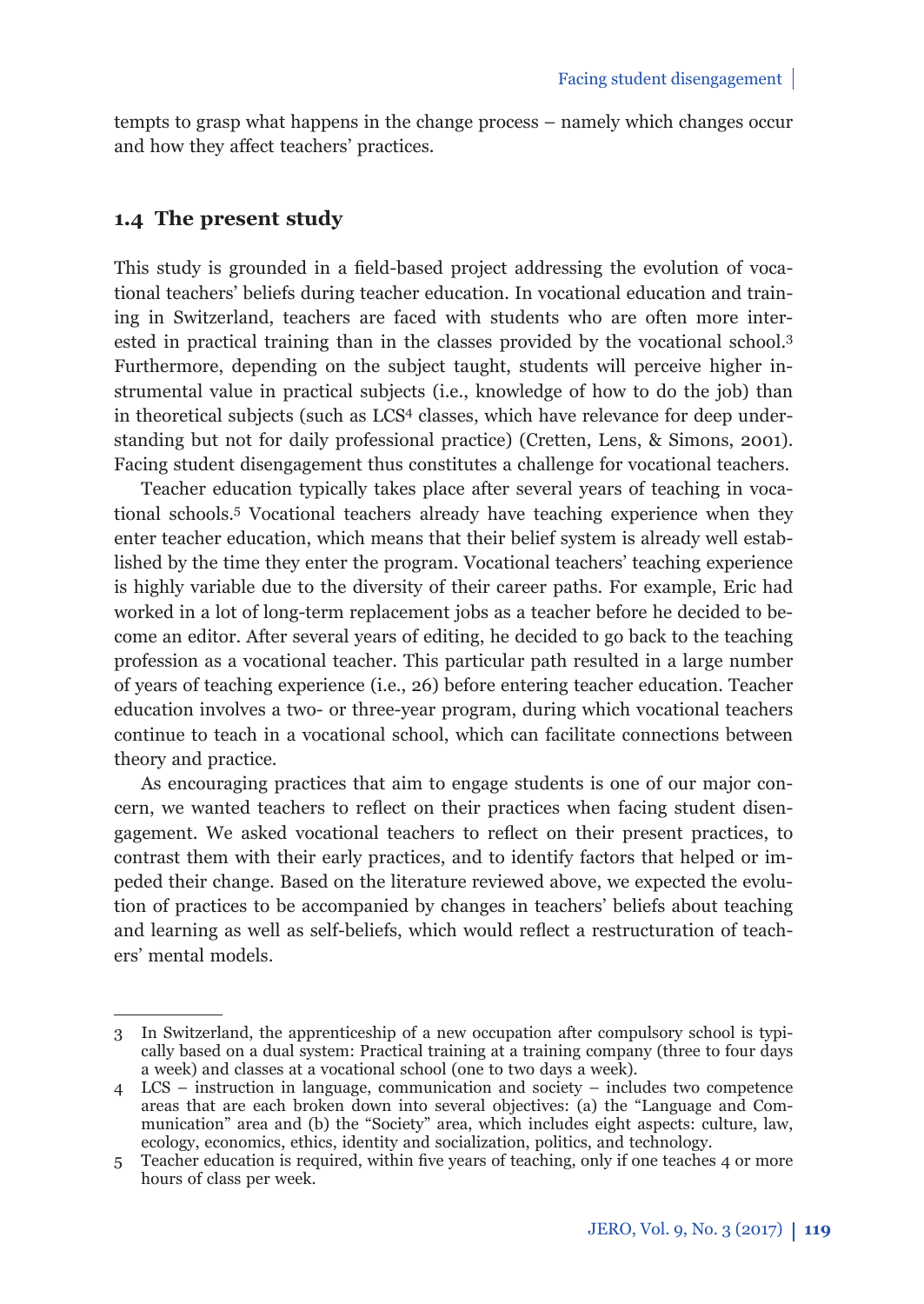tempts to grasp what happens in the change process – namely which changes occur and how they affect teachers' practices.

### 1.4 The present study

This study is grounded in a field-based project addressing the evolution of vocational teachers' beliefs during teacher education. In vocational education and training in Switzerland, teachers are faced with students who are often more interested in practical training than in the classes provided by the vocational school.[3] Furthermore, depending on the subject taught, students will perceive higher instrumental value in practical subjects (i.e., knowledge of how to do the job) than in theoretical subjects (such as LCS[4] classes, which have relevance for deep understanding but not for daily professional practice) (Cretten, Lens, & Simons, 2001). Facing student disengagement thus constitutes a challenge for vocational teachers.

Teacher education typically takes place after several years of teaching in vocational schools.[5] Vocational teachers already have teaching experience when they enter teacher education, which means that their belief system is already well established by the time they enter the program. Vocational teachers' teaching experience is highly variable due to the diversity of their career paths. For example, Eric had worked in a lot of long-term replacement jobs as a teacher before he decided to become an editor. After several years of editing, he decided to go back to the teaching profession as a vocational teacher. This particular path resulted in a large number of years of teaching experience (i.e., 26) before entering teacher education. Teacher education involves a two- or three-year program, during which vocational teachers continue to teach in a vocational school, which can facilitate connections between theory and practice.

As encouraging practices that aim to engage students is one of our major concern, we wanted teachers to reflect on their practices when facing student disengagement. We asked vocational teachers to reflect on their present practices, to contrast them with their early practices, and to identify factors that helped or impeded their change. Based on the literature reviewed above, we expected the evolution of practices to be accompanied by changes in teachers' beliefs about teaching and learning as well as self-beliefs, which would reflect a restructuration of teachers' mental models.

---

3 In Switzerland, the apprenticeship of a new occupation after compulsory school is typically based on a dual system: Practical training at a training company (three to four days a week) and classes at a vocational school (one to two days a week).

4 LCS – instruction in language, communication and society – includes two competence areas that are each broken down into several objectives: (a) the "Language and Communication" area and (b) the "Society" area, which includes eight aspects: culture, law, ecology, economics, ethics, identity and socialization, politics, and technology.

5 Teacher education is required, within five years of teaching, only if one teaches 4 or more hours of class per week.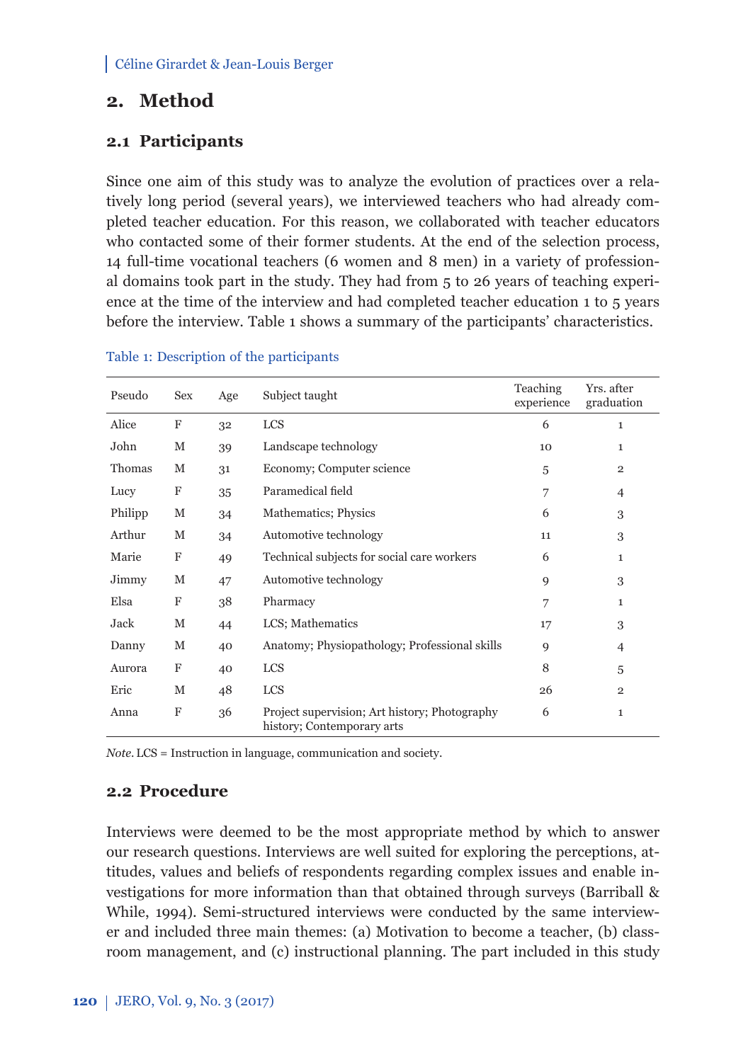## 2. Method

### 2.1 Participants

Since one aim of this study was to analyze the evolution of practices over a relatively long period (several years), we interviewed teachers who had already completed teacher education. For this reason, we collaborated with teacher educators who contacted some of their former students. At the end of the selection process, 14 full-time vocational teachers (6 women and 8 men) in a variety of professional domains took part in the study. They had from 5 to 26 years of teaching experience at the time of the interview and had completed teacher education 1 to 5 years before the interview. Table 1 shows a summary of the participants' characteristics.

Table 1: Description of the participants

| Pseudo | Sex | Age | Subject taught | Teaching experience | Yrs. after graduation |
|---|---|---|---|---|---|
| Alice | F | 32 | LCS | 6 | 1 |
| John | M | 39 | Landscape technology | 10 | 1 |
| Thomas | M | 31 | Economy; Computer science | 5 | 2 |
| Lucy | F | 35 | Paramedical field | 7 | 4 |
| Philipp | M | 34 | Mathematics; Physics | 6 | 3 |
| Arthur | M | 34 | Automotive technology | 11 | 3 |
| Marie | F | 49 | Technical subjects for social care workers | 6 | 1 |
| Jimmy | M | 47 | Automotive technology | 9 | 3 |
| Elsa | F | 38 | Pharmacy | 7 | 1 |
| Jack | M | 44 | LCS; Mathematics | 17 | 3 |
| Danny | M | 40 | Anatomy; Physiopathology; Professional skills | 9 | 4 |
| Aurora | F | 40 | LCS | 8 | 5 |
| Eric | M | 48 | LCS | 26 | 2 |
| Anna | F | 36 | Project supervision; Art history; Photography history; Contemporary arts | 6 | 1 |

*Note.* LCS = Instruction in language, communication and society.

### 2.2 Procedure

Interviews were deemed to be the most appropriate method by which to answer our research questions. Interviews are well suited for exploring the perceptions, attitudes, values and beliefs of respondents regarding complex issues and enable investigations for more information than that obtained through surveys (Barriball & While, 1994). Semi-structured interviews were conducted by the same interviewer and included three main themes: (a) Motivation to become a teacher, (b) classroom management, and (c) instructional planning. The part included in this study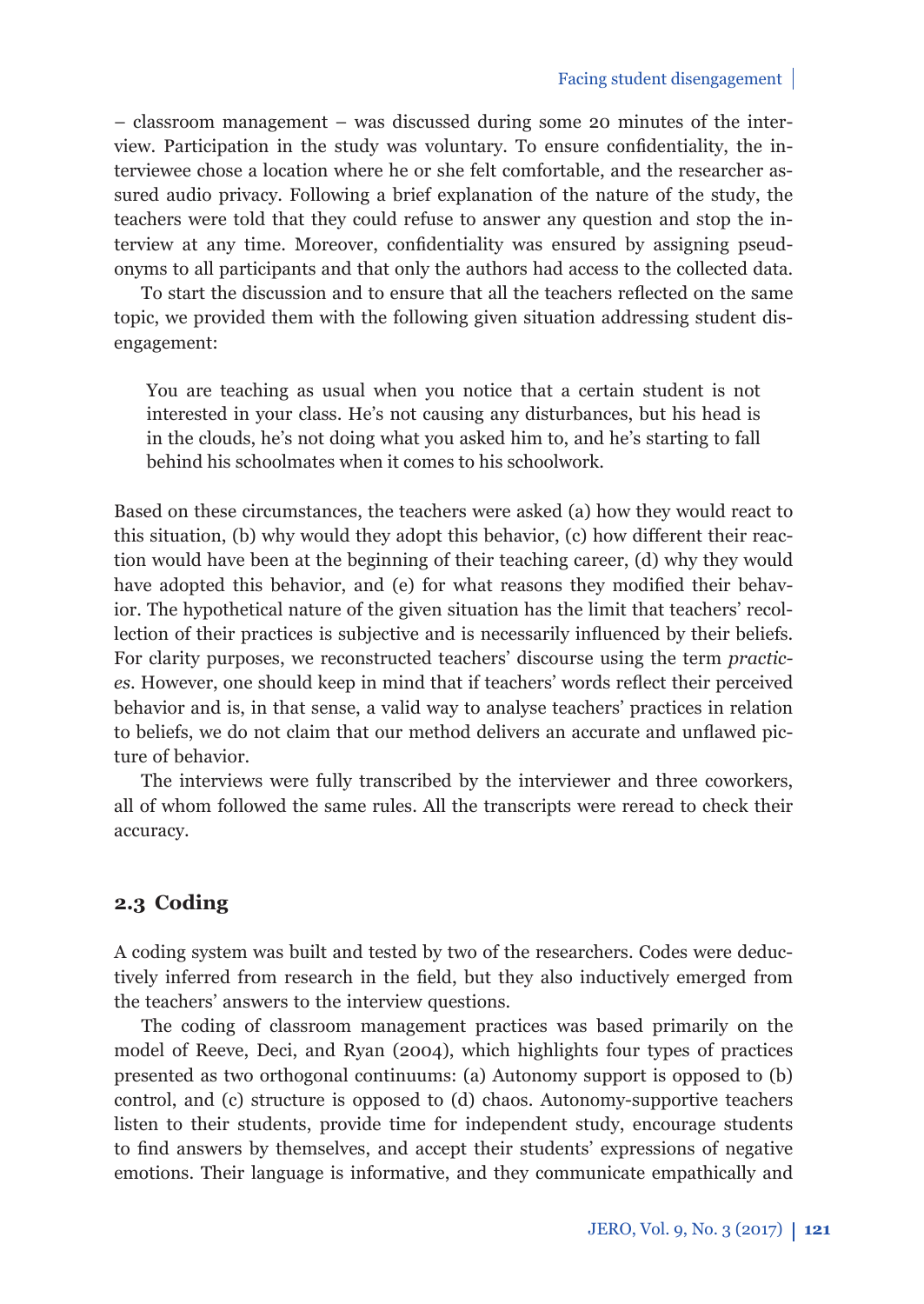– classroom management – was discussed during some 20 minutes of the interview. Participation in the study was voluntary. To ensure confidentiality, the interviewee chose a location where he or she felt comfortable, and the researcher assured audio privacy. Following a brief explanation of the nature of the study, the teachers were told that they could refuse to answer any question and stop the interview at any time. Moreover, confidentiality was ensured by assigning pseudonyms to all participants and that only the authors had access to the collected data.

To start the discussion and to ensure that all the teachers reflected on the same topic, we provided them with the following given situation addressing student disengagement:

> You are teaching as usual when you notice that a certain student is not interested in your class. He's not causing any disturbances, but his head is in the clouds, he's not doing what you asked him to, and he's starting to fall behind his schoolmates when it comes to his schoolwork.

Based on these circumstances, the teachers were asked (a) how they would react to this situation, (b) why would they adopt this behavior, (c) how different their reaction would have been at the beginning of their teaching career, (d) why they would have adopted this behavior, and (e) for what reasons they modified their behavior. The hypothetical nature of the given situation has the limit that teachers' recollection of their practices is subjective and is necessarily influenced by their beliefs. For clarity purposes, we reconstructed teachers' discourse using the term *practices*. However, one should keep in mind that if teachers' words reflect their perceived behavior and is, in that sense, a valid way to analyse teachers' practices in relation to beliefs, we do not claim that our method delivers an accurate and unflawed picture of behavior.

The interviews were fully transcribed by the interviewer and three coworkers, all of whom followed the same rules. All the transcripts were reread to check their accuracy.

## 2.3 Coding

A coding system was built and tested by two of the researchers. Codes were deductively inferred from research in the field, but they also inductively emerged from the teachers' answers to the interview questions.

The coding of classroom management practices was based primarily on the model of Reeve, Deci, and Ryan (2004), which highlights four types of practices presented as two orthogonal continuums: (a) Autonomy support is opposed to (b) control, and (c) structure is opposed to (d) chaos. Autonomy-supportive teachers listen to their students, provide time for independent study, encourage students to find answers by themselves, and accept their students' expressions of negative emotions. Their language is informative, and they communicate empathically and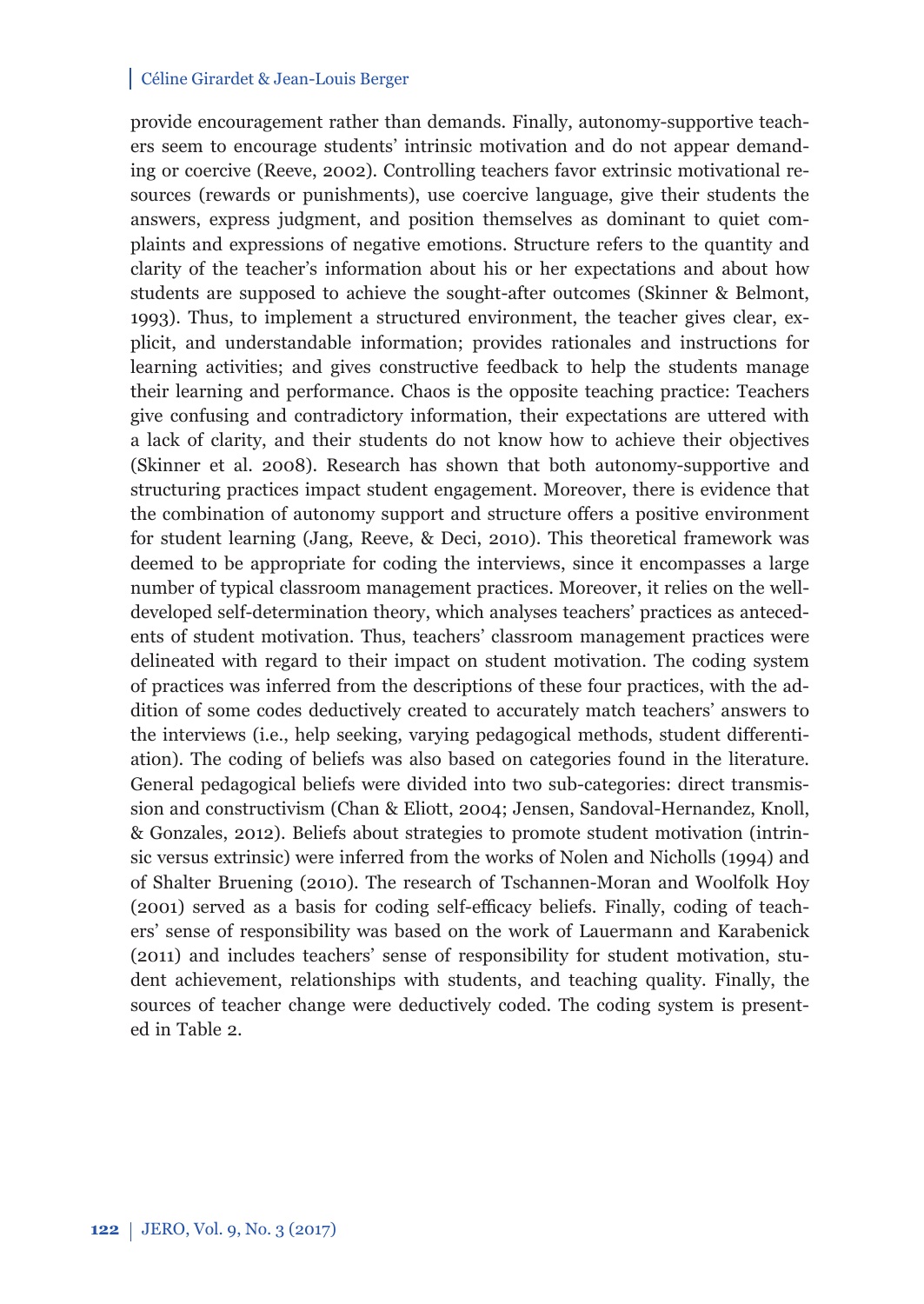provide encouragement rather than demands. Finally, autonomy-supportive teachers seem to encourage students' intrinsic motivation and do not appear demanding or coercive (Reeve, 2002). Controlling teachers favor extrinsic motivational resources (rewards or punishments), use coercive language, give their students the answers, express judgment, and position themselves as dominant to quiet complaints and expressions of negative emotions. Structure refers to the quantity and clarity of the teacher's information about his or her expectations and about how students are supposed to achieve the sought-after outcomes (Skinner & Belmont, 1993). Thus, to implement a structured environment, the teacher gives clear, explicit, and understandable information; provides rationales and instructions for learning activities; and gives constructive feedback to help the students manage their learning and performance. Chaos is the opposite teaching practice: Teachers give confusing and contradictory information, their expectations are uttered with a lack of clarity, and their students do not know how to achieve their objectives (Skinner et al. 2008). Research has shown that both autonomy-supportive and structuring practices impact student engagement. Moreover, there is evidence that the combination of autonomy support and structure offers a positive environment for student learning (Jang, Reeve, & Deci, 2010). This theoretical framework was deemed to be appropriate for coding the interviews, since it encompasses a large number of typical classroom management practices. Moreover, it relies on the well-developed self-determination theory, which analyses teachers' practices as antecedents of student motivation. Thus, teachers' classroom management practices were delineated with regard to their impact on student motivation. The coding system of practices was inferred from the descriptions of these four practices, with the addition of some codes deductively created to accurately match teachers' answers to the interviews (i.e., help seeking, varying pedagogical methods, student differentiation). The coding of beliefs was also based on categories found in the literature. General pedagogical beliefs were divided into two sub-categories: direct transmission and constructivism (Chan & Eliott, 2004; Jensen, Sandoval-Hernandez, Knoll, & Gonzales, 2012). Beliefs about strategies to promote student motivation (intrinsic versus extrinsic) were inferred from the works of Nolen and Nicholls (1994) and of Shalter Bruening (2010). The research of Tschannen-Moran and Woolfolk Hoy (2001) served as a basis for coding self-efficacy beliefs. Finally, coding of teachers' sense of responsibility was based on the work of Lauermann and Karabenick (2011) and includes teachers' sense of responsibility for student motivation, student achievement, relationships with students, and teaching quality. Finally, the sources of teacher change were deductively coded. The coding system is presented in Table 2.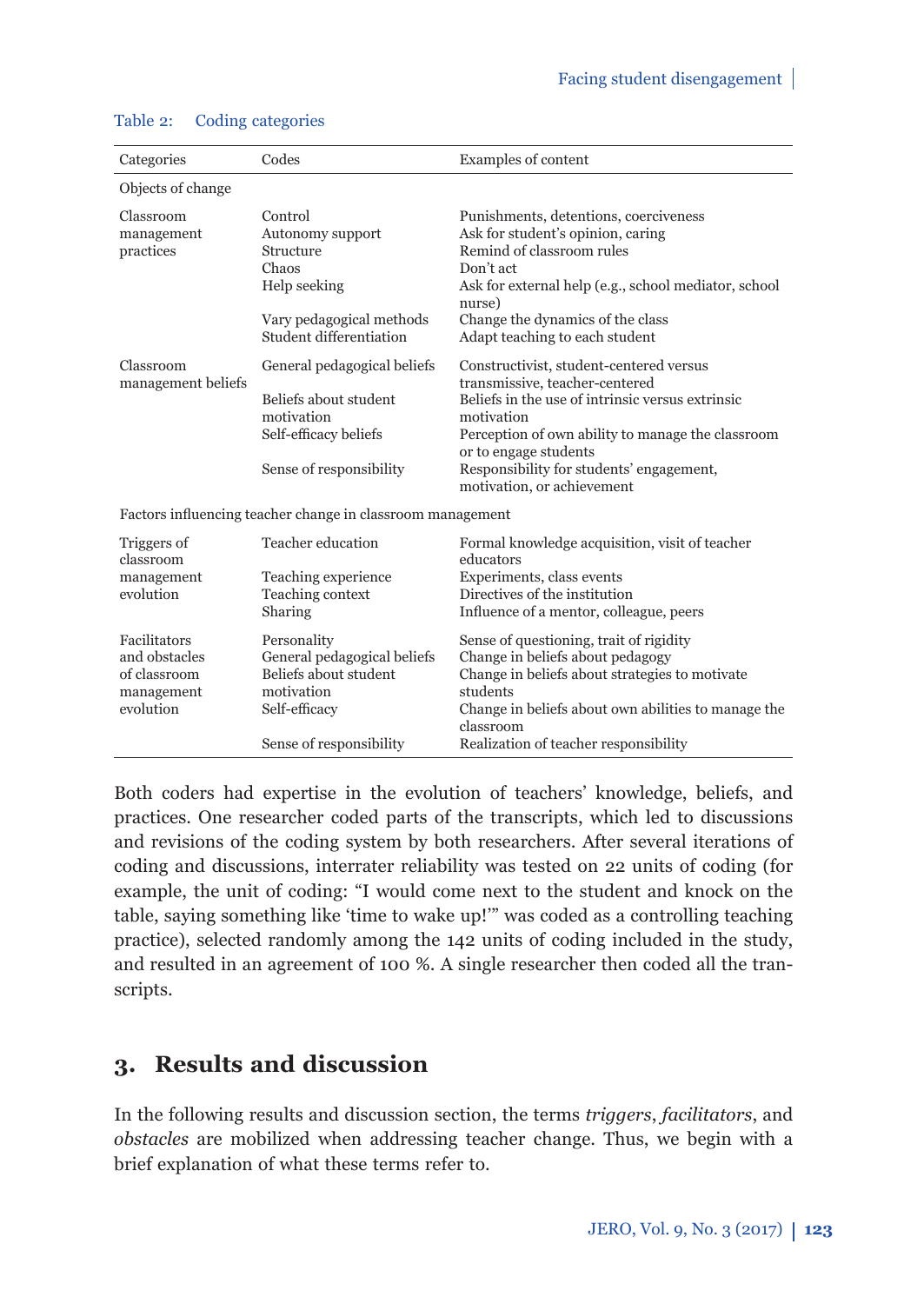Table 2: Coding categories

| Categories | Codes | Examples of content |
|---|---|---|
| Objects of change | | |
| Classroom management practices | Control | Punishments, detentions, coerciveness |
| | Autonomy support | Ask for student's opinion, caring |
| | Structure | Remind of classroom rules |
| | Chaos | Don't act |
| | Help seeking | Ask for external help (e.g., school mediator, school nurse) |
| | Vary pedagogical methods | Change the dynamics of the class |
| | Student differentiation | Adapt teaching to each student |
| Classroom management beliefs | General pedagogical beliefs | Constructivist, student-centered versus transmissive, teacher-centered |
| | Beliefs about student motivation | Beliefs in the use of intrinsic versus extrinsic motivation |
| | Self-efficacy beliefs | Perception of own ability to manage the classroom or to engage students |
| | Sense of responsibility | Responsibility for students' engagement, motivation, or achievement |
| Factors influencing teacher change in classroom management | | |
| Triggers of classroom management evolution | Teacher education | Formal knowledge acquisition, visit of teacher educators |
| | Teaching experience | Experiments, class events |
| | Teaching context | Directives of the institution |
| | Sharing | Influence of a mentor, colleague, peers |
| Facilitators and obstacles of classroom management evolution | Personality | Sense of questioning, trait of rigidity |
| | General pedagogical beliefs | Change in beliefs about pedagogy |
| | Beliefs about student motivation | Change in beliefs about strategies to motivate students |
| | Self-efficacy | Change in beliefs about own abilities to manage the classroom |
| | Sense of responsibility | Realization of teacher responsibility |

Both coders had expertise in the evolution of teachers' knowledge, beliefs, and practices. One researcher coded parts of the transcripts, which led to discussions and revisions of the coding system by both researchers. After several iterations of coding and discussions, interrater reliability was tested on 22 units of coding (for example, the unit of coding: "I would come next to the student and knock on the table, saying something like 'time to wake up!'" was coded as a controlling teaching practice), selected randomly among the 142 units of coding included in the study, and resulted in an agreement of 100 %. A single researcher then coded all the transcripts.

## 3. Results and discussion

In the following results and discussion section, the terms *triggers*, *facilitators*, and *obstacles* are mobilized when addressing teacher change. Thus, we begin with a brief explanation of what these terms refer to.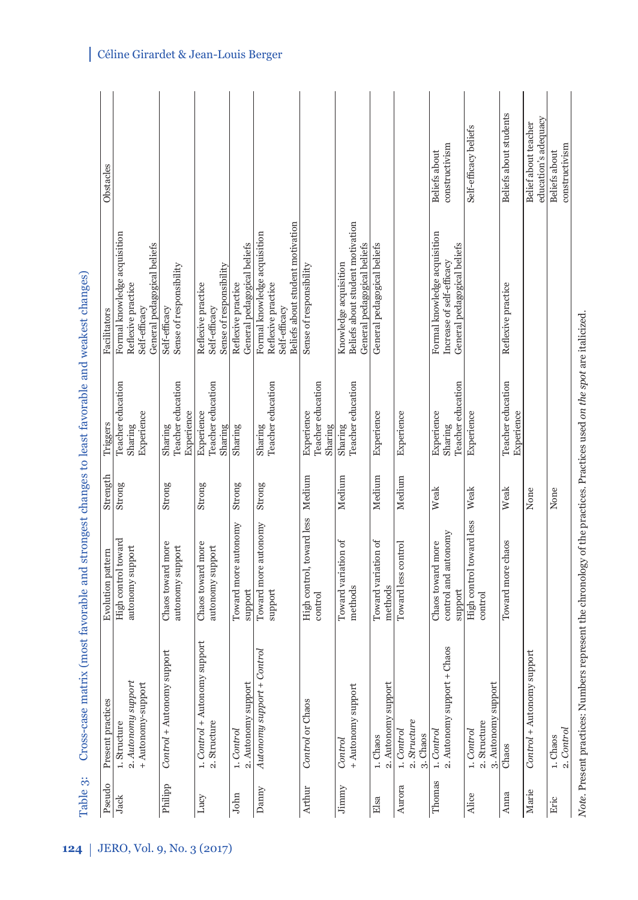Table 3: Cross-case matrix (most favorable and strongest changes to least favorable and weakest changes)

| Pseudo | Present practices | Evolution pattern | Strength | Triggers | Facilitators | Obstacles |
|---|---|---|---|---|---|---|
| Jack | 1. Structure<br>2. *Autonomy support*<br>+ Autonomy-support | High control toward autonomy support | Strong | Teacher education<br>Sharing<br>Experience | Formal knowledge acquisition<br>Reflexive practice<br>Self-efficacy<br>General pedagogical beliefs | |
| Philipp | *Control* + Autonomy support | Chaos toward more autonomy support | Strong | Sharing<br>Teacher education<br>Experience | Self-efficacy<br>Sense of responsibility | |
| Lucy | 1. *Control* + Autonomy support<br>2. Structure | Chaos toward more autonomy support | Strong | Experience<br>Teacher education<br>Sharing | Reflexive practice<br>Self-efficacy<br>Sense of responsibility | |
| John | 1. *Control*<br>2. Autonomy support | Toward more autonomy support | Strong | Sharing | Reflexive practice<br>General pedagogical beliefs | |
| Danny | *Autonomy support* + *Control* | Toward more autonomy support | Strong | Sharing<br>Teacher education | Formal knowledge acquisition<br>Reflexive practice<br>Self-efficacy<br>Beliefs about student motivation | |
| Arthur | *Control* or Chaos | High control, toward less control | Medium | Experience<br>Teacher education<br>Sharing | Sense of responsibility | |
| Jimmy | *Control*<br>+ Autonomy support | Toward variation of methods | Medium | Sharing<br>Teacher education | Knowledge acquisition<br>Beliefs about student motivation<br>General pedagogical beliefs | |
| Elsa | 1. Chaos<br>2. Autonomy support | Toward variation of methods | Medium | Experience | General pedagogical beliefs | |
| Aurora | 1. *Control*<br>2. *Structure*<br>3. Chaos | Toward less control | Medium | Experience | | |
| Thomas | 1. *Control*<br>2. Autonomy support + Chaos | Chaos toward more control and autonomy support | Weak | Experience<br>Sharing<br>Teacher education | Formal knowledge acquisition<br>Increase of self-efficacy<br>General pedagogical beliefs | Beliefs about constructivism |
| Alice | 1. *Control*<br>2. Structure<br>3. Autonomy support | High control toward less control | Weak | Experience | | Self-efficacy beliefs |
| Anna | Chaos | Toward more chaos | Weak | Teacher education<br>Experience | Reflexive practice | Beliefs about students |
| Marie | *Control* + Autonomy support | | None | | | Belief about teacher education's adequacy |
| Eric | 1. Chaos<br>2. *Control* | | None | | | Beliefs about constructivism |

*Note*. Present practices: Numbers represent the chronology of the practices. Practices used *on the spot* are italicized.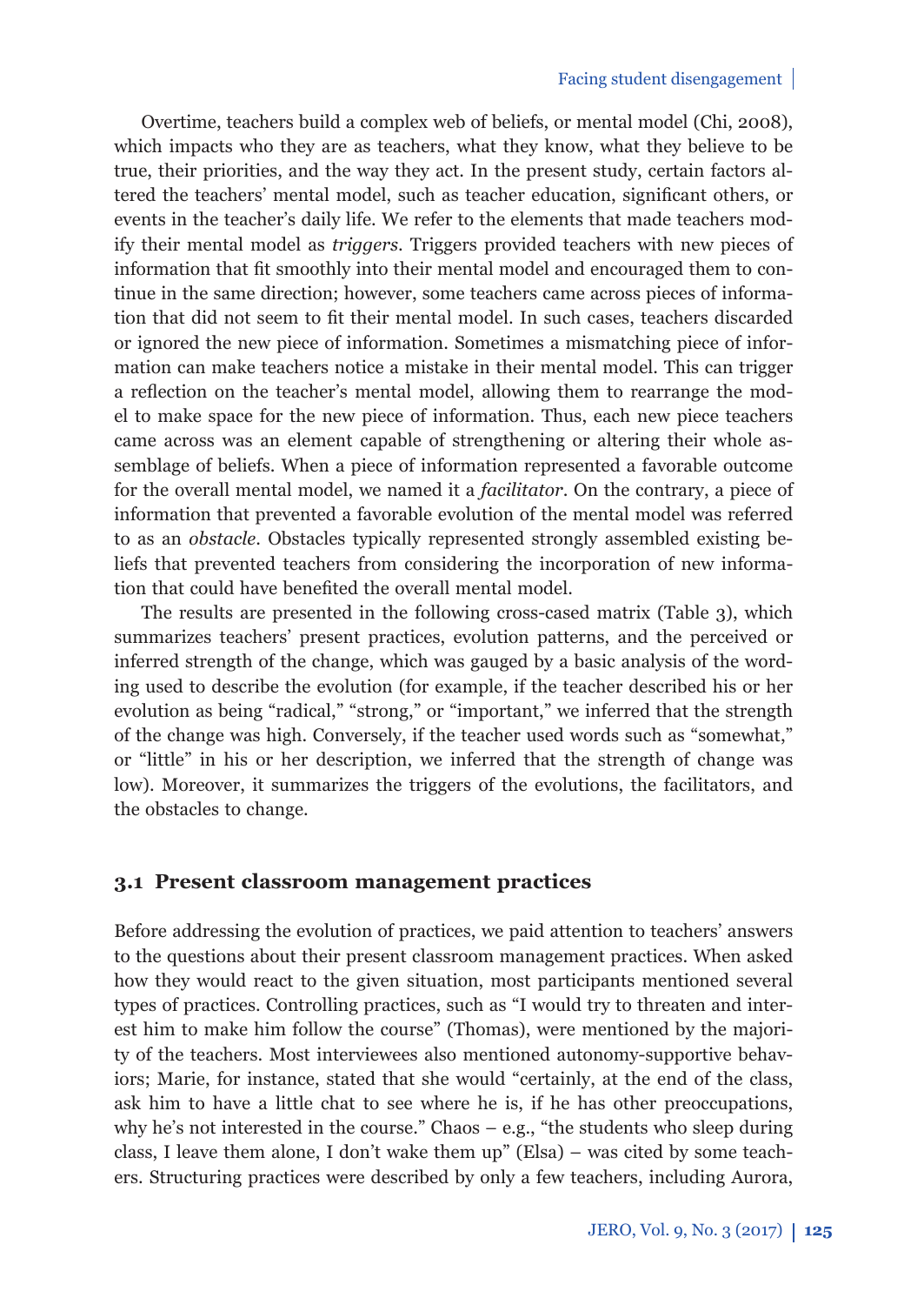Overtime, teachers build a complex web of beliefs, or mental model (Chi, 2008), which impacts who they are as teachers, what they know, what they believe to be true, their priorities, and the way they act. In the present study, certain factors altered the teachers' mental model, such as teacher education, significant others, or events in the teacher's daily life. We refer to the elements that made teachers modify their mental model as *triggers*. Triggers provided teachers with new pieces of information that fit smoothly into their mental model and encouraged them to continue in the same direction; however, some teachers came across pieces of information that did not seem to fit their mental model. In such cases, teachers discarded or ignored the new piece of information. Sometimes a mismatching piece of information can make teachers notice a mistake in their mental model. This can trigger a reflection on the teacher's mental model, allowing them to rearrange the model to make space for the new piece of information. Thus, each new piece teachers came across was an element capable of strengthening or altering their whole assemblage of beliefs. When a piece of information represented a favorable outcome for the overall mental model, we named it a *facilitator*. On the contrary, a piece of information that prevented a favorable evolution of the mental model was referred to as an *obstacle*. Obstacles typically represented strongly assembled existing beliefs that prevented teachers from considering the incorporation of new information that could have benefited the overall mental model.

The results are presented in the following cross-cased matrix (Table 3), which summarizes teachers' present practices, evolution patterns, and the perceived or inferred strength of the change, which was gauged by a basic analysis of the wording used to describe the evolution (for example, if the teacher described his or her evolution as being "radical," "strong," or "important," we inferred that the strength of the change was high. Conversely, if the teacher used words such as "somewhat," or "little" in his or her description, we inferred that the strength of change was low). Moreover, it summarizes the triggers of the evolutions, the facilitators, and the obstacles to change.

## 3.1 Present classroom management practices

Before addressing the evolution of practices, we paid attention to teachers' answers to the questions about their present classroom management practices. When asked how they would react to the given situation, most participants mentioned several types of practices. Controlling practices, such as "I would try to threaten and interest him to make him follow the course" (Thomas), were mentioned by the majority of the teachers. Most interviewees also mentioned autonomy-supportive behaviors; Marie, for instance, stated that she would "certainly, at the end of the class, ask him to have a little chat to see where he is, if he has other preoccupations, why he's not interested in the course." Chaos – e.g., "the students who sleep during class, I leave them alone, I don't wake them up" (Elsa) – was cited by some teachers. Structuring practices were described by only a few teachers, including Aurora,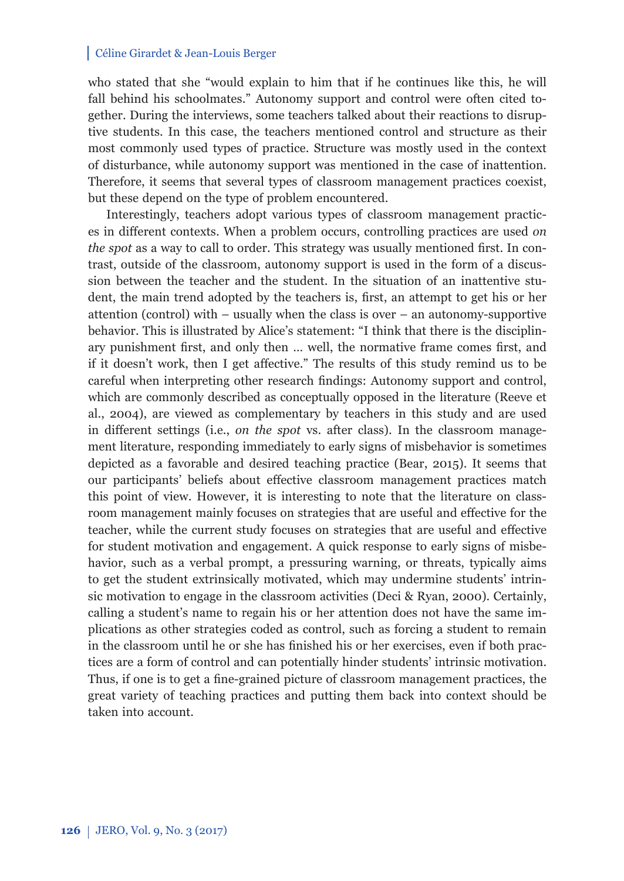who stated that she "would explain to him that if he continues like this, he will fall behind his schoolmates." Autonomy support and control were often cited together. During the interviews, some teachers talked about their reactions to disruptive students. In this case, the teachers mentioned control and structure as their most commonly used types of practice. Structure was mostly used in the context of disturbance, while autonomy support was mentioned in the case of inattention. Therefore, it seems that several types of classroom management practices coexist, but these depend on the type of problem encountered.

Interestingly, teachers adopt various types of classroom management practices in different contexts. When a problem occurs, controlling practices are used *on the spot* as a way to call to order. This strategy was usually mentioned first. In contrast, outside of the classroom, autonomy support is used in the form of a discussion between the teacher and the student. In the situation of an inattentive student, the main trend adopted by the teachers is, first, an attempt to get his or her attention (control) with – usually when the class is over – an autonomy-supportive behavior. This is illustrated by Alice's statement: "I think that there is the disciplinary punishment first, and only then … well, the normative frame comes first, and if it doesn't work, then I get affective." The results of this study remind us to be careful when interpreting other research findings: Autonomy support and control, which are commonly described as conceptually opposed in the literature (Reeve et al., 2004), are viewed as complementary by teachers in this study and are used in different settings (i.e., *on the spot* vs. after class). In the classroom management literature, responding immediately to early signs of misbehavior is sometimes depicted as a favorable and desired teaching practice (Bear, 2015). It seems that our participants' beliefs about effective classroom management practices match this point of view. However, it is interesting to note that the literature on classroom management mainly focuses on strategies that are useful and effective for the teacher, while the current study focuses on strategies that are useful and effective for student motivation and engagement. A quick response to early signs of misbehavior, such as a verbal prompt, a pressuring warning, or threats, typically aims to get the student extrinsically motivated, which may undermine students' intrinsic motivation to engage in the classroom activities (Deci & Ryan, 2000). Certainly, calling a student's name to regain his or her attention does not have the same implications as other strategies coded as control, such as forcing a student to remain in the classroom until he or she has finished his or her exercises, even if both practices are a form of control and can potentially hinder students' intrinsic motivation. Thus, if one is to get a fine-grained picture of classroom management practices, the great variety of teaching practices and putting them back into context should be taken into account.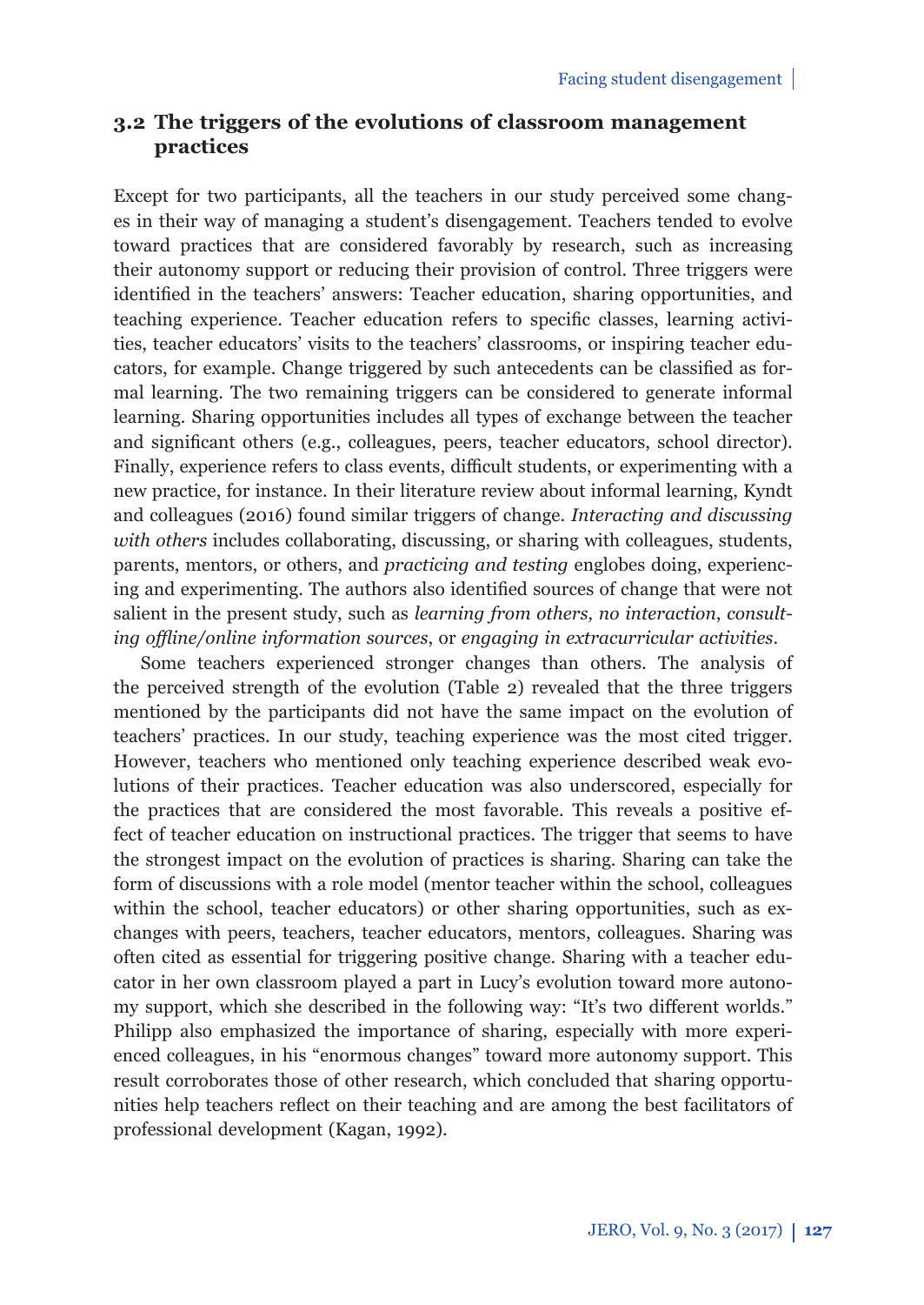### 3.2 The triggers of the evolutions of classroom management practices

Except for two participants, all the teachers in our study perceived some changes in their way of managing a student's disengagement. Teachers tended to evolve toward practices that are considered favorably by research, such as increasing their autonomy support or reducing their provision of control. Three triggers were identified in the teachers' answers: Teacher education, sharing opportunities, and teaching experience. Teacher education refers to specific classes, learning activities, teacher educators' visits to the teachers' classrooms, or inspiring teacher educators, for example. Change triggered by such antecedents can be classified as formal learning. The two remaining triggers can be considered to generate informal learning. Sharing opportunities includes all types of exchange between the teacher and significant others (e.g., colleagues, peers, teacher educators, school director). Finally, experience refers to class events, difficult students, or experimenting with a new practice, for instance. In their literature review about informal learning, Kyndt and colleagues (2016) found similar triggers of change. *Interacting and discussing with others* includes collaborating, discussing, or sharing with colleagues, students, parents, mentors, or others, and *practicing and testing* englobes doing, experiencing and experimenting. The authors also identified sources of change that were not salient in the present study, such as *learning from others, no interaction*, *consulting offline/online information sources*, or *engaging in extracurricular activities*.

Some teachers experienced stronger changes than others. The analysis of the perceived strength of the evolution (Table 2) revealed that the three triggers mentioned by the participants did not have the same impact on the evolution of teachers' practices. In our study, teaching experience was the most cited trigger. However, teachers who mentioned only teaching experience described weak evolutions of their practices. Teacher education was also underscored, especially for the practices that are considered the most favorable. This reveals a positive effect of teacher education on instructional practices. The trigger that seems to have the strongest impact on the evolution of practices is sharing. Sharing can take the form of discussions with a role model (mentor teacher within the school, colleagues within the school, teacher educators) or other sharing opportunities, such as exchanges with peers, teachers, teacher educators, mentors, colleagues. Sharing was often cited as essential for triggering positive change. Sharing with a teacher educator in her own classroom played a part in Lucy's evolution toward more autonomy support, which she described in the following way: "It's two different worlds." Philipp also emphasized the importance of sharing, especially with more experienced colleagues, in his "enormous changes" toward more autonomy support. This result corroborates those of other research, which concluded that sharing opportunities help teachers reflect on their teaching and are among the best facilitators of professional development (Kagan, 1992).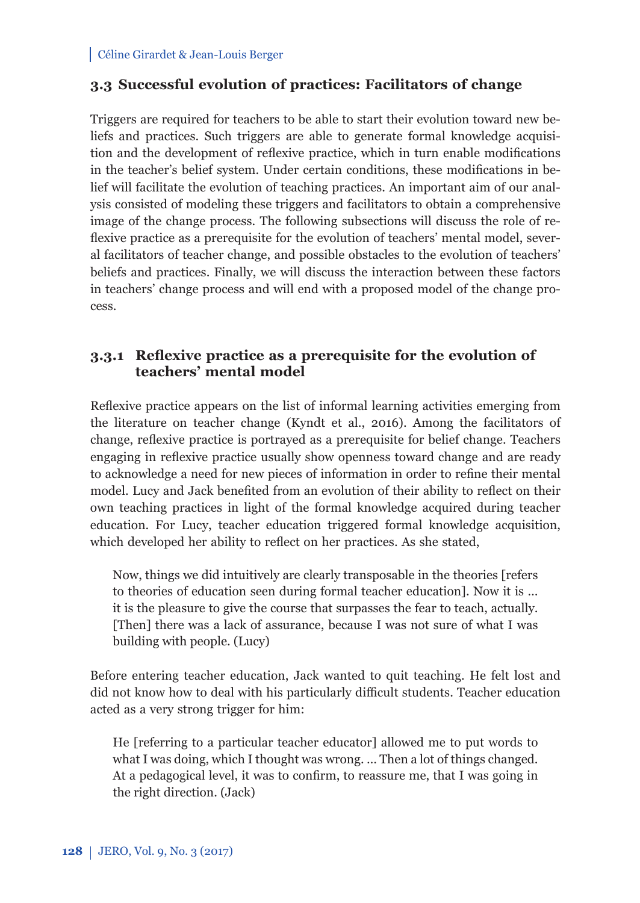### 3.3 Successful evolution of practices: Facilitators of change

Triggers are required for teachers to be able to start their evolution toward new beliefs and practices. Such triggers are able to generate formal knowledge acquisition and the development of reflexive practice, which in turn enable modifications in the teacher's belief system. Under certain conditions, these modifications in belief will facilitate the evolution of teaching practices. An important aim of our analysis consisted of modeling these triggers and facilitators to obtain a comprehensive image of the change process. The following subsections will discuss the role of reflexive practice as a prerequisite for the evolution of teachers' mental model, several facilitators of teacher change, and possible obstacles to the evolution of teachers' beliefs and practices. Finally, we will discuss the interaction between these factors in teachers' change process and will end with a proposed model of the change process.

#### 3.3.1 Reflexive practice as a prerequisite for the evolution of teachers' mental model

Reflexive practice appears on the list of informal learning activities emerging from the literature on teacher change (Kyndt et al., 2016). Among the facilitators of change, reflexive practice is portrayed as a prerequisite for belief change. Teachers engaging in reflexive practice usually show openness toward change and are ready to acknowledge a need for new pieces of information in order to refine their mental model. Lucy and Jack benefited from an evolution of their ability to reflect on their own teaching practices in light of the formal knowledge acquired during teacher education. For Lucy, teacher education triggered formal knowledge acquisition, which developed her ability to reflect on her practices. As she stated,

> Now, things we did intuitively are clearly transposable in the theories [refers to theories of education seen during formal teacher education]. Now it is … it is the pleasure to give the course that surpasses the fear to teach, actually. [Then] there was a lack of assurance, because I was not sure of what I was building with people. (Lucy)

Before entering teacher education, Jack wanted to quit teaching. He felt lost and did not know how to deal with his particularly difficult students. Teacher education acted as a very strong trigger for him:

> He [referring to a particular teacher educator] allowed me to put words to what I was doing, which I thought was wrong. … Then a lot of things changed. At a pedagogical level, it was to confirm, to reassure me, that I was going in the right direction. (Jack)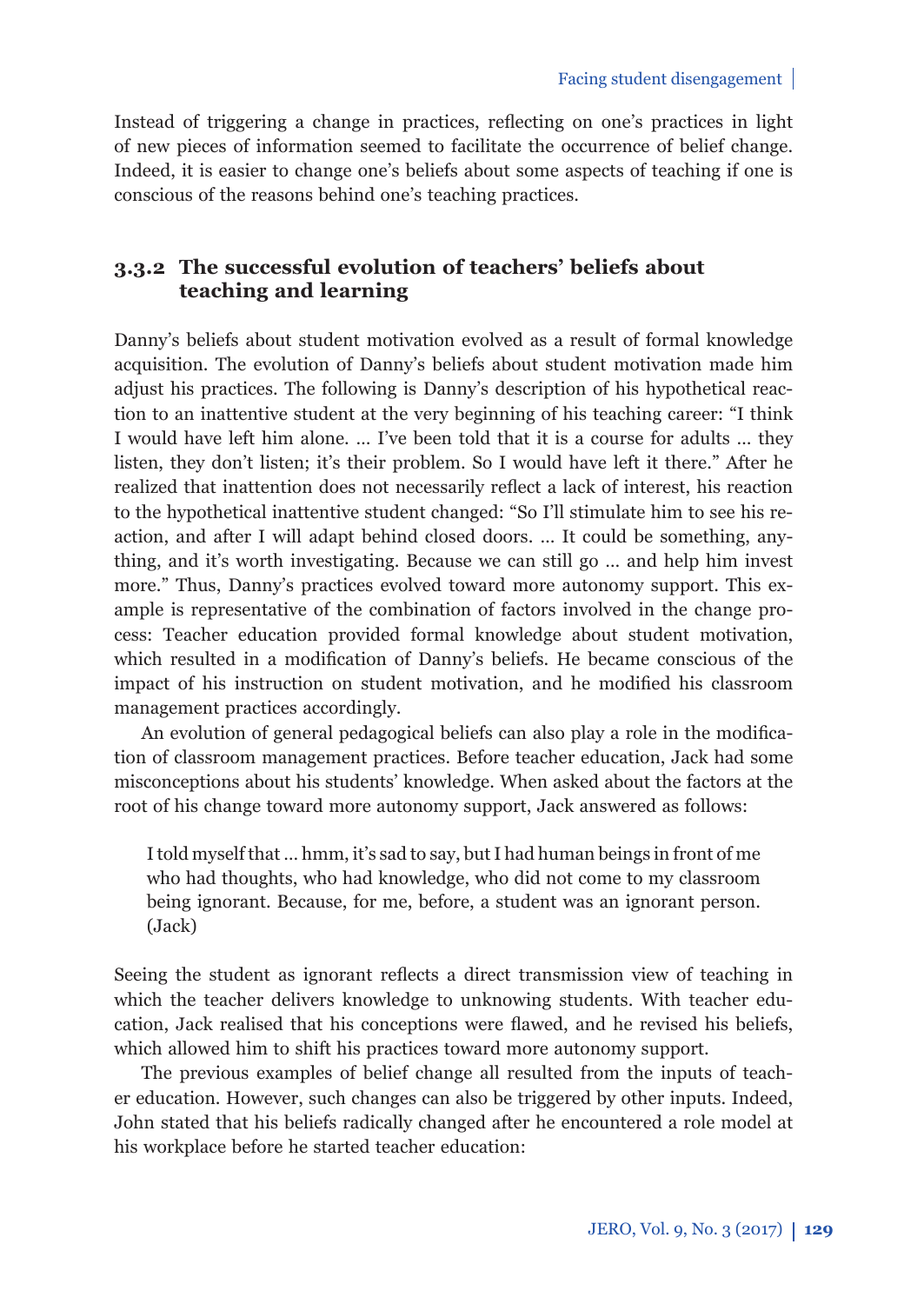Instead of triggering a change in practices, reflecting on one's practices in light of new pieces of information seemed to facilitate the occurrence of belief change. Indeed, it is easier to change one's beliefs about some aspects of teaching if one is conscious of the reasons behind one's teaching practices.

### 3.3.2 The successful evolution of teachers' beliefs about teaching and learning

Danny's beliefs about student motivation evolved as a result of formal knowledge acquisition. The evolution of Danny's beliefs about student motivation made him adjust his practices. The following is Danny's description of his hypothetical reaction to an inattentive student at the very beginning of his teaching career: "I think I would have left him alone. … I've been told that it is a course for adults … they listen, they don't listen; it's their problem. So I would have left it there." After he realized that inattention does not necessarily reflect a lack of interest, his reaction to the hypothetical inattentive student changed: "So I'll stimulate him to see his reaction, and after I will adapt behind closed doors. … It could be something, anything, and it's worth investigating. Because we can still go … and help him invest more." Thus, Danny's practices evolved toward more autonomy support. This example is representative of the combination of factors involved in the change process: Teacher education provided formal knowledge about student motivation, which resulted in a modification of Danny's beliefs. He became conscious of the impact of his instruction on student motivation, and he modified his classroom management practices accordingly.

An evolution of general pedagogical beliefs can also play a role in the modification of classroom management practices. Before teacher education, Jack had some misconceptions about his students' knowledge. When asked about the factors at the root of his change toward more autonomy support, Jack answered as follows:

> I told myself that … hmm, it's sad to say, but I had human beings in front of me who had thoughts, who had knowledge, who did not come to my classroom being ignorant. Because, for me, before, a student was an ignorant person. (Jack)

Seeing the student as ignorant reflects a direct transmission view of teaching in which the teacher delivers knowledge to unknowing students. With teacher education, Jack realised that his conceptions were flawed, and he revised his beliefs, which allowed him to shift his practices toward more autonomy support.

The previous examples of belief change all resulted from the inputs of teacher education. However, such changes can also be triggered by other inputs. Indeed, John stated that his beliefs radically changed after he encountered a role model at his workplace before he started teacher education: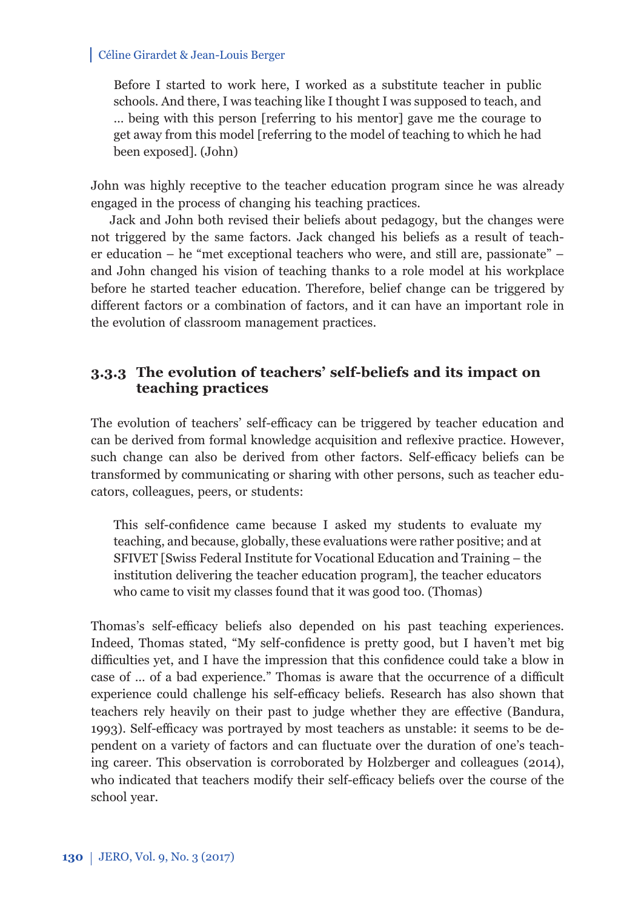> Before I started to work here, I worked as a substitute teacher in public schools. And there, I was teaching like I thought I was supposed to teach, and … being with this person [referring to his mentor] gave me the courage to get away from this model [referring to the model of teaching to which he had been exposed]. (John)

John was highly receptive to the teacher education program since he was already engaged in the process of changing his teaching practices.

Jack and John both revised their beliefs about pedagogy, but the changes were not triggered by the same factors. Jack changed his beliefs as a result of teacher education – he "met exceptional teachers who were, and still are, passionate" – and John changed his vision of teaching thanks to a role model at his workplace before he started teacher education. Therefore, belief change can be triggered by different factors or a combination of factors, and it can have an important role in the evolution of classroom management practices.

### 3.3.3 The evolution of teachers' self-beliefs and its impact on teaching practices

The evolution of teachers' self-efficacy can be triggered by teacher education and can be derived from formal knowledge acquisition and reflexive practice. However, such change can also be derived from other factors. Self-efficacy beliefs can be transformed by communicating or sharing with other persons, such as teacher educators, colleagues, peers, or students:

> This self-confidence came because I asked my students to evaluate my teaching, and because, globally, these evaluations were rather positive; and at SFIVET [Swiss Federal Institute for Vocational Education and Training – the institution delivering the teacher education program], the teacher educators who came to visit my classes found that it was good too. (Thomas)

Thomas's self-efficacy beliefs also depended on his past teaching experiences. Indeed, Thomas stated, "My self-confidence is pretty good, but I haven't met big difficulties yet, and I have the impression that this confidence could take a blow in case of … of a bad experience." Thomas is aware that the occurrence of a difficult experience could challenge his self-efficacy beliefs. Research has also shown that teachers rely heavily on their past to judge whether they are effective (Bandura, 1993). Self-efficacy was portrayed by most teachers as unstable: it seems to be dependent on a variety of factors and can fluctuate over the duration of one's teaching career. This observation is corroborated by Holzberger and colleagues (2014), who indicated that teachers modify their self-efficacy beliefs over the course of the school year.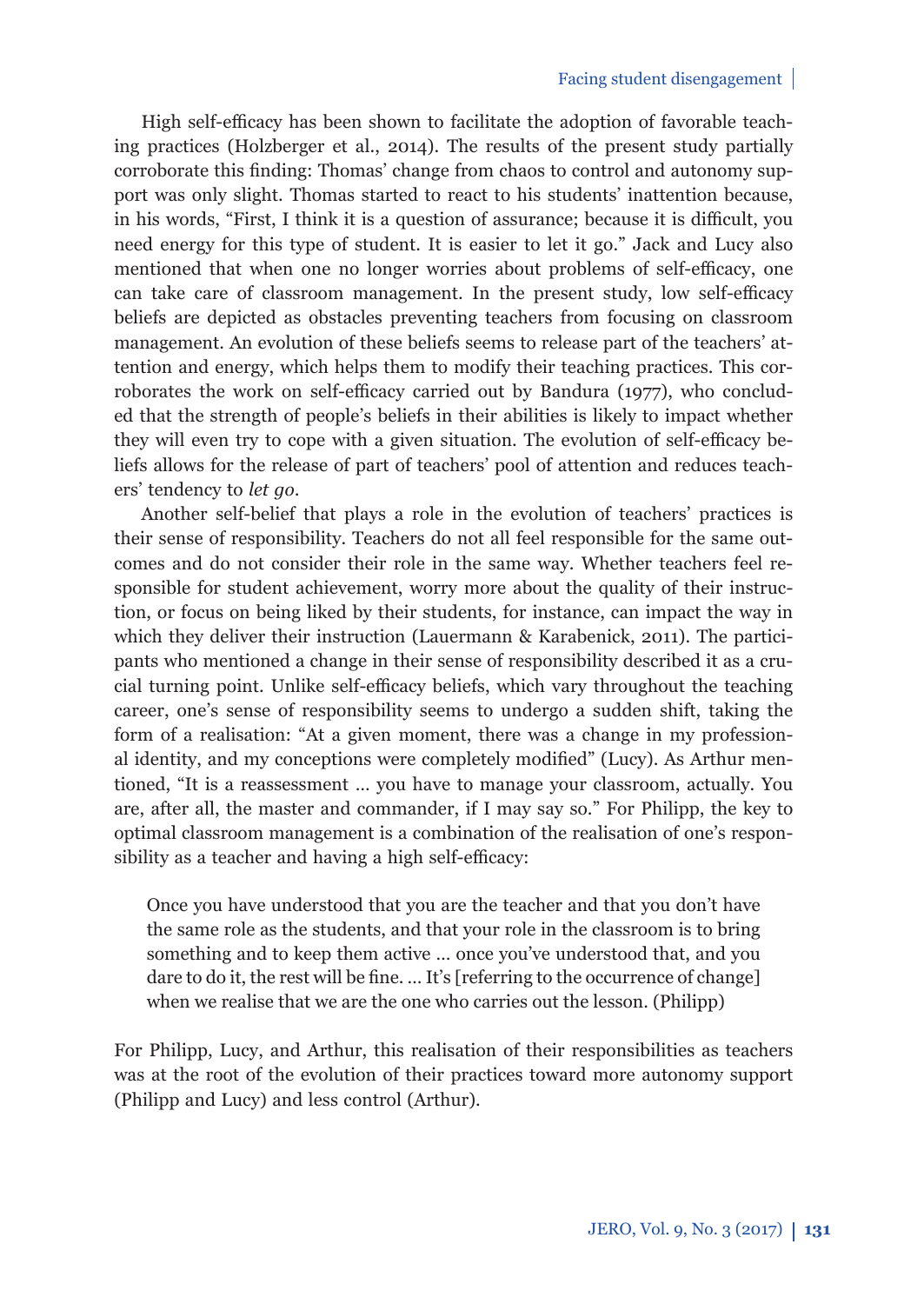High self-efficacy has been shown to facilitate the adoption of favorable teaching practices (Holzberger et al., 2014). The results of the present study partially corroborate this finding: Thomas' change from chaos to control and autonomy support was only slight. Thomas started to react to his students' inattention because, in his words, "First, I think it is a question of assurance; because it is difficult, you need energy for this type of student. It is easier to let it go." Jack and Lucy also mentioned that when one no longer worries about problems of self-efficacy, one can take care of classroom management. In the present study, low self-efficacy beliefs are depicted as obstacles preventing teachers from focusing on classroom management. An evolution of these beliefs seems to release part of the teachers' attention and energy, which helps them to modify their teaching practices. This corroborates the work on self-efficacy carried out by Bandura (1977), who concluded that the strength of people's beliefs in their abilities is likely to impact whether they will even try to cope with a given situation. The evolution of self-efficacy beliefs allows for the release of part of teachers' pool of attention and reduces teachers' tendency to *let go*.

Another self-belief that plays a role in the evolution of teachers' practices is their sense of responsibility. Teachers do not all feel responsible for the same outcomes and do not consider their role in the same way. Whether teachers feel responsible for student achievement, worry more about the quality of their instruction, or focus on being liked by their students, for instance, can impact the way in which they deliver their instruction (Lauermann & Karabenick, 2011). The participants who mentioned a change in their sense of responsibility described it as a crucial turning point. Unlike self-efficacy beliefs, which vary throughout the teaching career, one's sense of responsibility seems to undergo a sudden shift, taking the form of a realisation: "At a given moment, there was a change in my professional identity, and my conceptions were completely modified" (Lucy). As Arthur mentioned, "It is a reassessment ... you have to manage your classroom, actually. You are, after all, the master and commander, if I may say so." For Philipp, the key to optimal classroom management is a combination of the realisation of one's responsibility as a teacher and having a high self-efficacy:

> Once you have understood that you are the teacher and that you don't have the same role as the students, and that your role in the classroom is to bring something and to keep them active ... once you've understood that, and you dare to do it, the rest will be fine. ... It's [referring to the occurrence of change] when we realise that we are the one who carries out the lesson. (Philipp)

For Philipp, Lucy, and Arthur, this realisation of their responsibilities as teachers was at the root of the evolution of their practices toward more autonomy support (Philipp and Lucy) and less control (Arthur).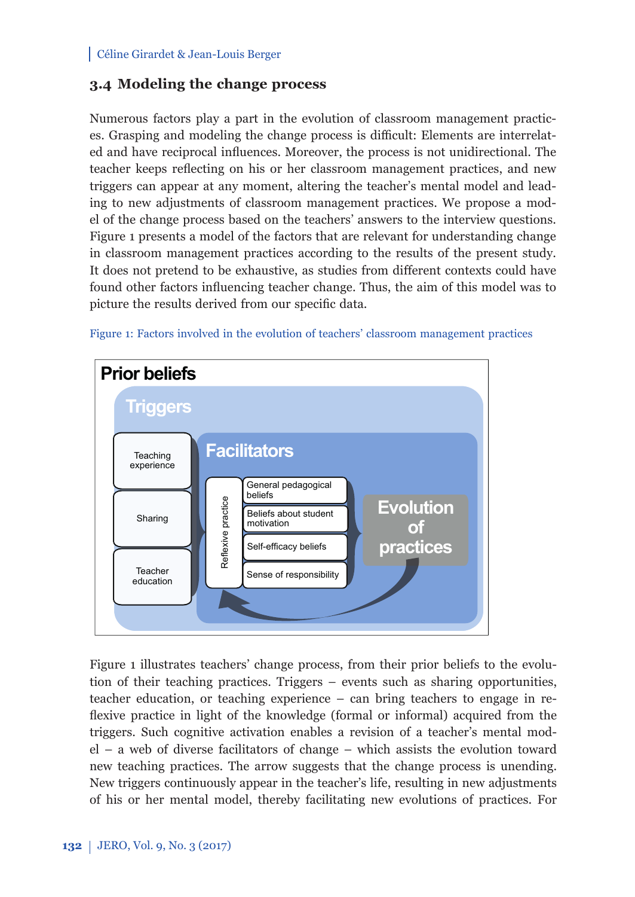### 3.4 Modeling the change process

Numerous factors play a part in the evolution of classroom management practices. Grasping and modeling the change process is difficult: Elements are interrelated and have reciprocal influences. Moreover, the process is not unidirectional. The teacher keeps reflecting on his or her classroom management practices, and new triggers can appear at any moment, altering the teacher's mental model and leading to new adjustments of classroom management practices. We propose a model of the change process based on the teachers' answers to the interview questions. Figure 1 presents a model of the factors that are relevant for understanding change in classroom management practices according to the results of the present study. It does not pretend to be exhaustive, as studies from different contexts could have found other factors influencing teacher change. Thus, the aim of this model was to picture the results derived from our specific data.

Figure 1: Factors involved in the evolution of teachers' classroom management practices

Figure 1 illustrates teachers' change process, from their prior beliefs to the evolution of their teaching practices. Triggers – events such as sharing opportunities, teacher education, or teaching experience – can bring teachers to engage in reflexive practice in light of the knowledge (formal or informal) acquired from the triggers. Such cognitive activation enables a revision of a teacher's mental model – a web of diverse facilitators of change – which assists the evolution toward new teaching practices. The arrow suggests that the change process is unending. New triggers continuously appear in the teacher's life, resulting in new adjustments of his or her mental model, thereby facilitating new evolutions of practices. For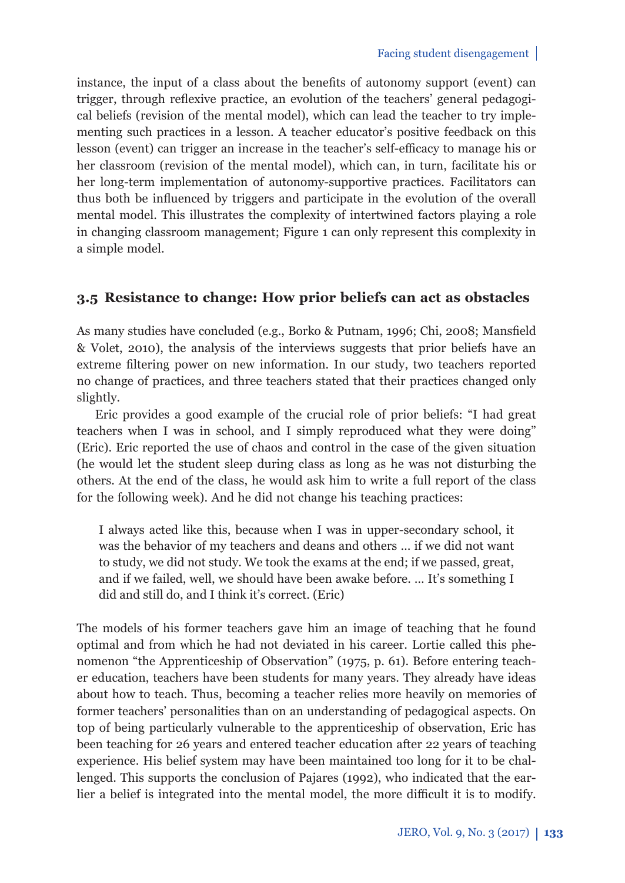instance, the input of a class about the benefits of autonomy support (event) can trigger, through reflexive practice, an evolution of the teachers' general pedagogical beliefs (revision of the mental model), which can lead the teacher to try implementing such practices in a lesson. A teacher educator's positive feedback on this lesson (event) can trigger an increase in the teacher's self-efficacy to manage his or her classroom (revision of the mental model), which can, in turn, facilitate his or her long-term implementation of autonomy-supportive practices. Facilitators can thus both be influenced by triggers and participate in the evolution of the overall mental model. This illustrates the complexity of intertwined factors playing a role in changing classroom management; Figure 1 can only represent this complexity in a simple model.

### 3.5 Resistance to change: How prior beliefs can act as obstacles

As many studies have concluded (e.g., Borko & Putnam, 1996; Chi, 2008; Mansfield & Volet, 2010), the analysis of the interviews suggests that prior beliefs have an extreme filtering power on new information. In our study, two teachers reported no change of practices, and three teachers stated that their practices changed only slightly.

Eric provides a good example of the crucial role of prior beliefs: "I had great teachers when I was in school, and I simply reproduced what they were doing" (Eric). Eric reported the use of chaos and control in the case of the given situation (he would let the student sleep during class as long as he was not disturbing the others. At the end of the class, he would ask him to write a full report of the class for the following week). And he did not change his teaching practices:

> I always acted like this, because when I was in upper-secondary school, it was the behavior of my teachers and deans and others … if we did not want to study, we did not study. We took the exams at the end; if we passed, great, and if we failed, well, we should have been awake before. … It's something I did and still do, and I think it's correct. (Eric)

The models of his former teachers gave him an image of teaching that he found optimal and from which he had not deviated in his career. Lortie called this phenomenon "the Apprenticeship of Observation" (1975, p. 61). Before entering teacher education, teachers have been students for many years. They already have ideas about how to teach. Thus, becoming a teacher relies more heavily on memories of former teachers' personalities than on an understanding of pedagogical aspects. On top of being particularly vulnerable to the apprenticeship of observation, Eric has been teaching for 26 years and entered teacher education after 22 years of teaching experience. His belief system may have been maintained too long for it to be challenged. This supports the conclusion of Pajares (1992), who indicated that the earlier a belief is integrated into the mental model, the more difficult it is to modify.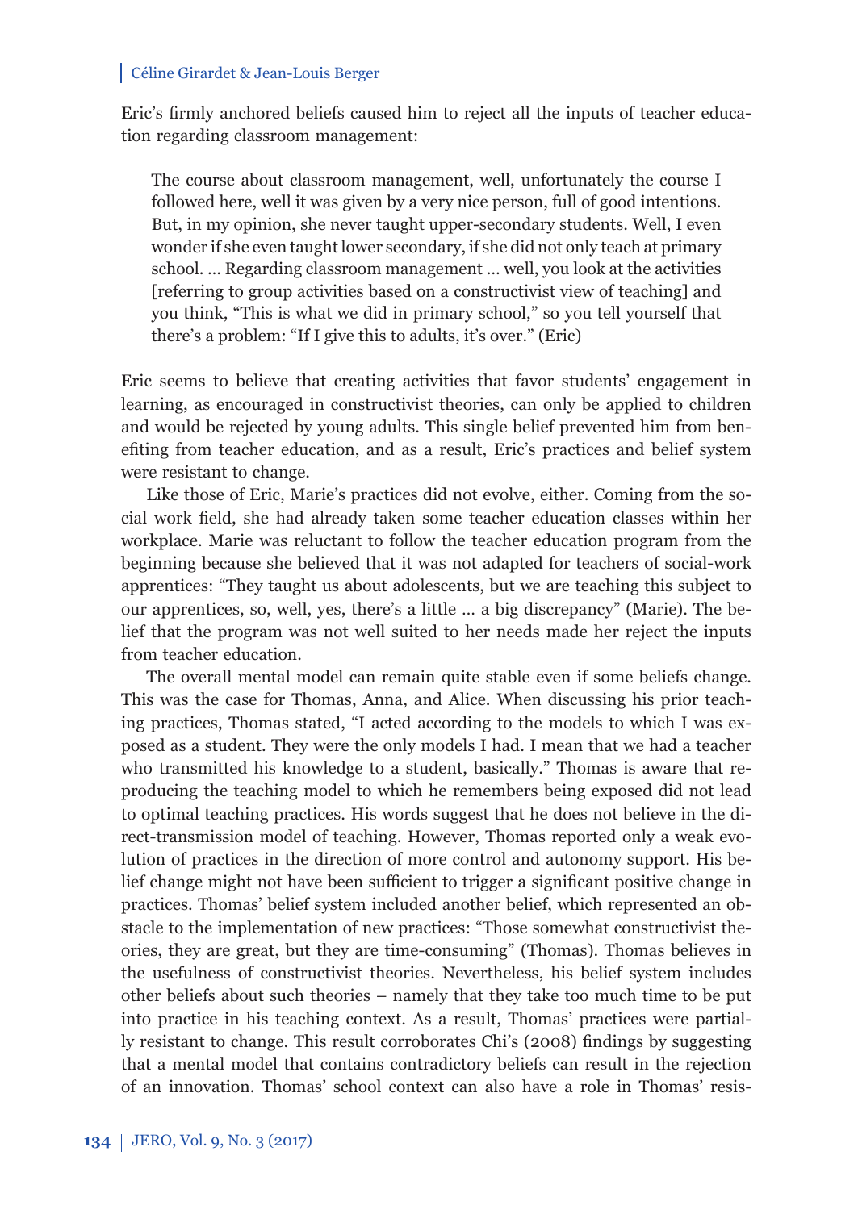Eric's firmly anchored beliefs caused him to reject all the inputs of teacher education regarding classroom management:

> The course about classroom management, well, unfortunately the course I followed here, well it was given by a very nice person, full of good intentions. But, in my opinion, she never taught upper-secondary students. Well, I even wonder if she even taught lower secondary, if she did not only teach at primary school. … Regarding classroom management … well, you look at the activities [referring to group activities based on a constructivist view of teaching] and you think, "This is what we did in primary school," so you tell yourself that there's a problem: "If I give this to adults, it's over." (Eric)

Eric seems to believe that creating activities that favor students' engagement in learning, as encouraged in constructivist theories, can only be applied to children and would be rejected by young adults. This single belief prevented him from benefiting from teacher education, and as a result, Eric's practices and belief system were resistant to change.

Like those of Eric, Marie's practices did not evolve, either. Coming from the social work field, she had already taken some teacher education classes within her workplace. Marie was reluctant to follow the teacher education program from the beginning because she believed that it was not adapted for teachers of social-work apprentices: "They taught us about adolescents, but we are teaching this subject to our apprentices, so, well, yes, there's a little … a big discrepancy" (Marie). The belief that the program was not well suited to her needs made her reject the inputs from teacher education.

The overall mental model can remain quite stable even if some beliefs change. This was the case for Thomas, Anna, and Alice. When discussing his prior teaching practices, Thomas stated, "I acted according to the models to which I was exposed as a student. They were the only models I had. I mean that we had a teacher who transmitted his knowledge to a student, basically." Thomas is aware that reproducing the teaching model to which he remembers being exposed did not lead to optimal teaching practices. His words suggest that he does not believe in the direct-transmission model of teaching. However, Thomas reported only a weak evolution of practices in the direction of more control and autonomy support. His belief change might not have been sufficient to trigger a significant positive change in practices. Thomas' belief system included another belief, which represented an obstacle to the implementation of new practices: "Those somewhat constructivist theories, they are great, but they are time-consuming" (Thomas). Thomas believes in the usefulness of constructivist theories. Nevertheless, his belief system includes other beliefs about such theories – namely that they take too much time to be put into practice in his teaching context. As a result, Thomas' practices were partially resistant to change. This result corroborates Chi's (2008) findings by suggesting that a mental model that contains contradictory beliefs can result in the rejection of an innovation. Thomas' school context can also have a role in Thomas' resis-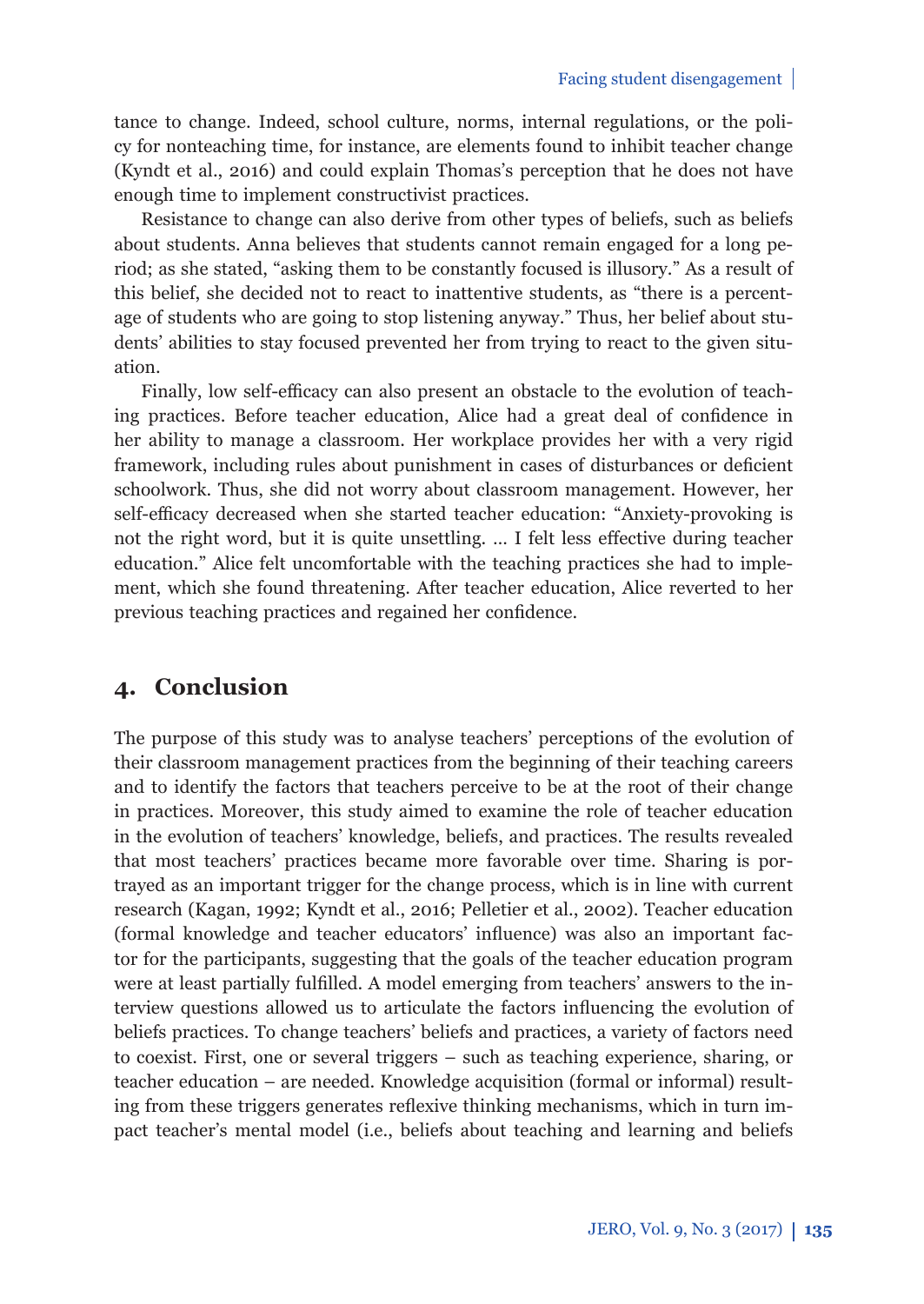tance to change. Indeed, school culture, norms, internal regulations, or the policy for nonteaching time, for instance, are elements found to inhibit teacher change (Kyndt et al., 2016) and could explain Thomas's perception that he does not have enough time to implement constructivist practices.

Resistance to change can also derive from other types of beliefs, such as beliefs about students. Anna believes that students cannot remain engaged for a long period; as she stated, "asking them to be constantly focused is illusory." As a result of this belief, she decided not to react to inattentive students, as "there is a percentage of students who are going to stop listening anyway." Thus, her belief about students' abilities to stay focused prevented her from trying to react to the given situation.

Finally, low self-efficacy can also present an obstacle to the evolution of teaching practices. Before teacher education, Alice had a great deal of confidence in her ability to manage a classroom. Her workplace provides her with a very rigid framework, including rules about punishment in cases of disturbances or deficient schoolwork. Thus, she did not worry about classroom management. However, her self-efficacy decreased when she started teacher education: "Anxiety-provoking is not the right word, but it is quite unsettling. … I felt less effective during teacher education." Alice felt uncomfortable with the teaching practices she had to implement, which she found threatening. After teacher education, Alice reverted to her previous teaching practices and regained her confidence.

## 4. Conclusion

The purpose of this study was to analyse teachers' perceptions of the evolution of their classroom management practices from the beginning of their teaching careers and to identify the factors that teachers perceive to be at the root of their change in practices. Moreover, this study aimed to examine the role of teacher education in the evolution of teachers' knowledge, beliefs, and practices. The results revealed that most teachers' practices became more favorable over time. Sharing is portrayed as an important trigger for the change process, which is in line with current research (Kagan, 1992; Kyndt et al., 2016; Pelletier et al., 2002). Teacher education (formal knowledge and teacher educators' influence) was also an important factor for the participants, suggesting that the goals of the teacher education program were at least partially fulfilled. A model emerging from teachers' answers to the interview questions allowed us to articulate the factors influencing the evolution of beliefs practices. To change teachers' beliefs and practices, a variety of factors need to coexist. First, one or several triggers – such as teaching experience, sharing, or teacher education – are needed. Knowledge acquisition (formal or informal) resulting from these triggers generates reflexive thinking mechanisms, which in turn impact teacher's mental model (i.e., beliefs about teaching and learning and beliefs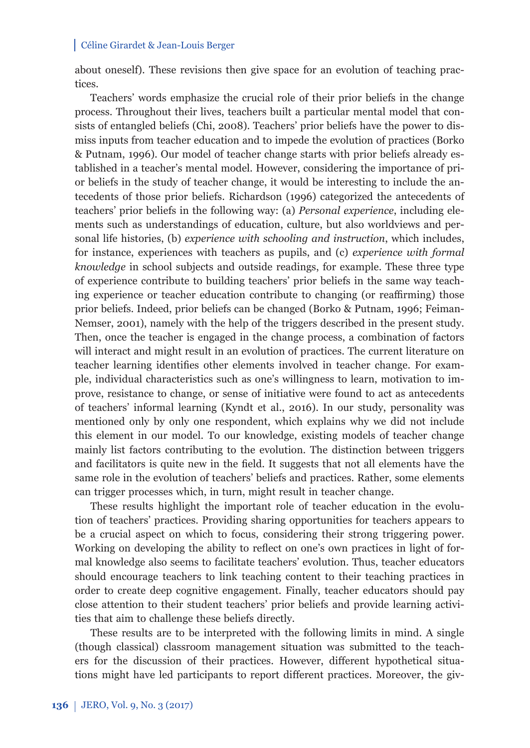about oneself). These revisions then give space for an evolution of teaching practices.

Teachers' words emphasize the crucial role of their prior beliefs in the change process. Throughout their lives, teachers built a particular mental model that consists of entangled beliefs (Chi, 2008). Teachers' prior beliefs have the power to dismiss inputs from teacher education and to impede the evolution of practices (Borko & Putnam, 1996). Our model of teacher change starts with prior beliefs already established in a teacher's mental model. However, considering the importance of prior beliefs in the study of teacher change, it would be interesting to include the antecedents of those prior beliefs. Richardson (1996) categorized the antecedents of teachers' prior beliefs in the following way: (a) *Personal experience*, including elements such as understandings of education, culture, but also worldviews and personal life histories, (b) *experience with schooling and instruction*, which includes, for instance, experiences with teachers as pupils, and (c) *experience with formal knowledge* in school subjects and outside readings, for example. These three type of experience contribute to building teachers' prior beliefs in the same way teaching experience or teacher education contribute to changing (or reaffirming) those prior beliefs. Indeed, prior beliefs can be changed (Borko & Putnam, 1996; Feiman-Nemser, 2001), namely with the help of the triggers described in the present study. Then, once the teacher is engaged in the change process, a combination of factors will interact and might result in an evolution of practices. The current literature on teacher learning identifies other elements involved in teacher change. For example, individual characteristics such as one's willingness to learn, motivation to improve, resistance to change, or sense of initiative were found to act as antecedents of teachers' informal learning (Kyndt et al., 2016). In our study, personality was mentioned only by only one respondent, which explains why we did not include this element in our model. To our knowledge, existing models of teacher change mainly list factors contributing to the evolution. The distinction between triggers and facilitators is quite new in the field. It suggests that not all elements have the same role in the evolution of teachers' beliefs and practices. Rather, some elements can trigger processes which, in turn, might result in teacher change.

These results highlight the important role of teacher education in the evolution of teachers' practices. Providing sharing opportunities for teachers appears to be a crucial aspect on which to focus, considering their strong triggering power. Working on developing the ability to reflect on one's own practices in light of formal knowledge also seems to facilitate teachers' evolution. Thus, teacher educators should encourage teachers to link teaching content to their teaching practices in order to create deep cognitive engagement. Finally, teacher educators should pay close attention to their student teachers' prior beliefs and provide learning activities that aim to challenge these beliefs directly.

These results are to be interpreted with the following limits in mind. A single (though classical) classroom management situation was submitted to the teachers for the discussion of their practices. However, different hypothetical situations might have led participants to report different practices. Moreover, the giv-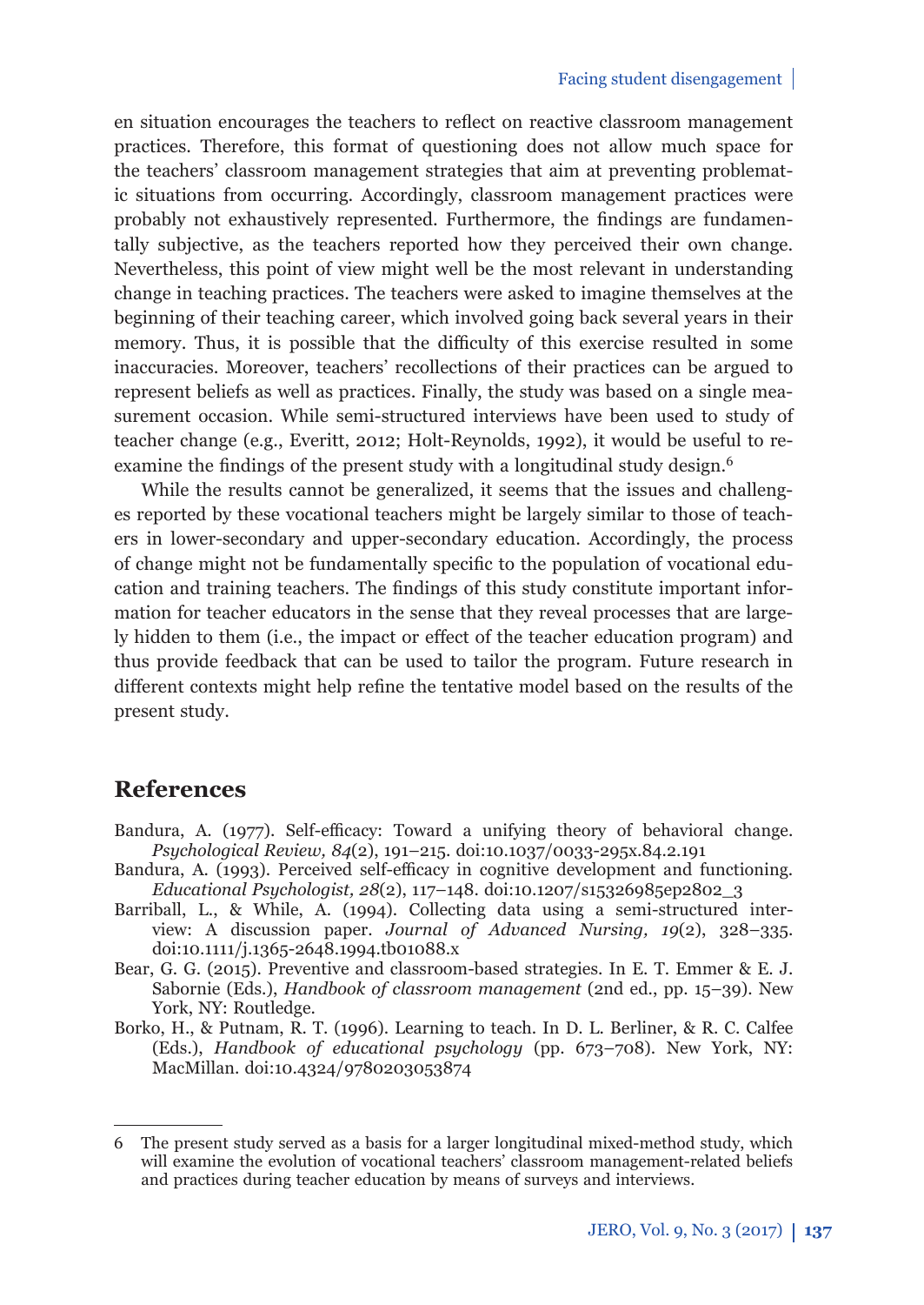en situation encourages the teachers to reflect on reactive classroom management practices. Therefore, this format of questioning does not allow much space for the teachers' classroom management strategies that aim at preventing problematic situations from occurring. Accordingly, classroom management practices were probably not exhaustively represented. Furthermore, the findings are fundamentally subjective, as the teachers reported how they perceived their own change. Nevertheless, this point of view might well be the most relevant in understanding change in teaching practices. The teachers were asked to imagine themselves at the beginning of their teaching career, which involved going back several years in their memory. Thus, it is possible that the difficulty of this exercise resulted in some inaccuracies. Moreover, teachers' recollections of their practices can be argued to represent beliefs as well as practices. Finally, the study was based on a single measurement occasion. While semi-structured interviews have been used to study of teacher change (e.g., Everitt, 2012; Holt-Reynolds, 1992), it would be useful to reexamine the findings of the present study with a longitudinal study design.[6]

While the results cannot be generalized, it seems that the issues and challenges reported by these vocational teachers might be largely similar to those of teachers in lower-secondary and upper-secondary education. Accordingly, the process of change might not be fundamentally specific to the population of vocational education and training teachers. The findings of this study constitute important information for teacher educators in the sense that they reveal processes that are largely hidden to them (i.e., the impact or effect of the teacher education program) and thus provide feedback that can be used to tailor the program. Future research in different contexts might help refine the tentative model based on the results of the present study.

## References

Bandura, A. (1977). Self-efficacy: Toward a unifying theory of behavioral change. *Psychological Review, 84*(2), 191–215. doi:10.1037/0033-295x.84.2.191

Bandura, A. (1993). Perceived self-efficacy in cognitive development and functioning. *Educational Psychologist, 28*(2), 117–148. doi:10.1207/s15326985ep2802_3

Barriball, L., & While, A. (1994). Collecting data using a semi-structured interview: A discussion paper. *Journal of Advanced Nursing, 19*(2), 328–335. doi:10.1111/j.1365-2648.1994.tb01088.x

Bear, G. G. (2015). Preventive and classroom-based strategies. In E. T. Emmer & E. J. Sabornie (Eds.), *Handbook of classroom management* (2nd ed., pp. 15–39). New York, NY: Routledge.

Borko, H., & Putnam, R. T. (1996). Learning to teach. In D. L. Berliner, & R. C. Calfee (Eds.), *Handbook of educational psychology* (pp. 673–708). New York, NY: MacMillan. doi:10.4324/9780203053874

---

6 The present study served as a basis for a larger longitudinal mixed-method study, which will examine the evolution of vocational teachers' classroom management-related beliefs and practices during teacher education by means of surveys and interviews.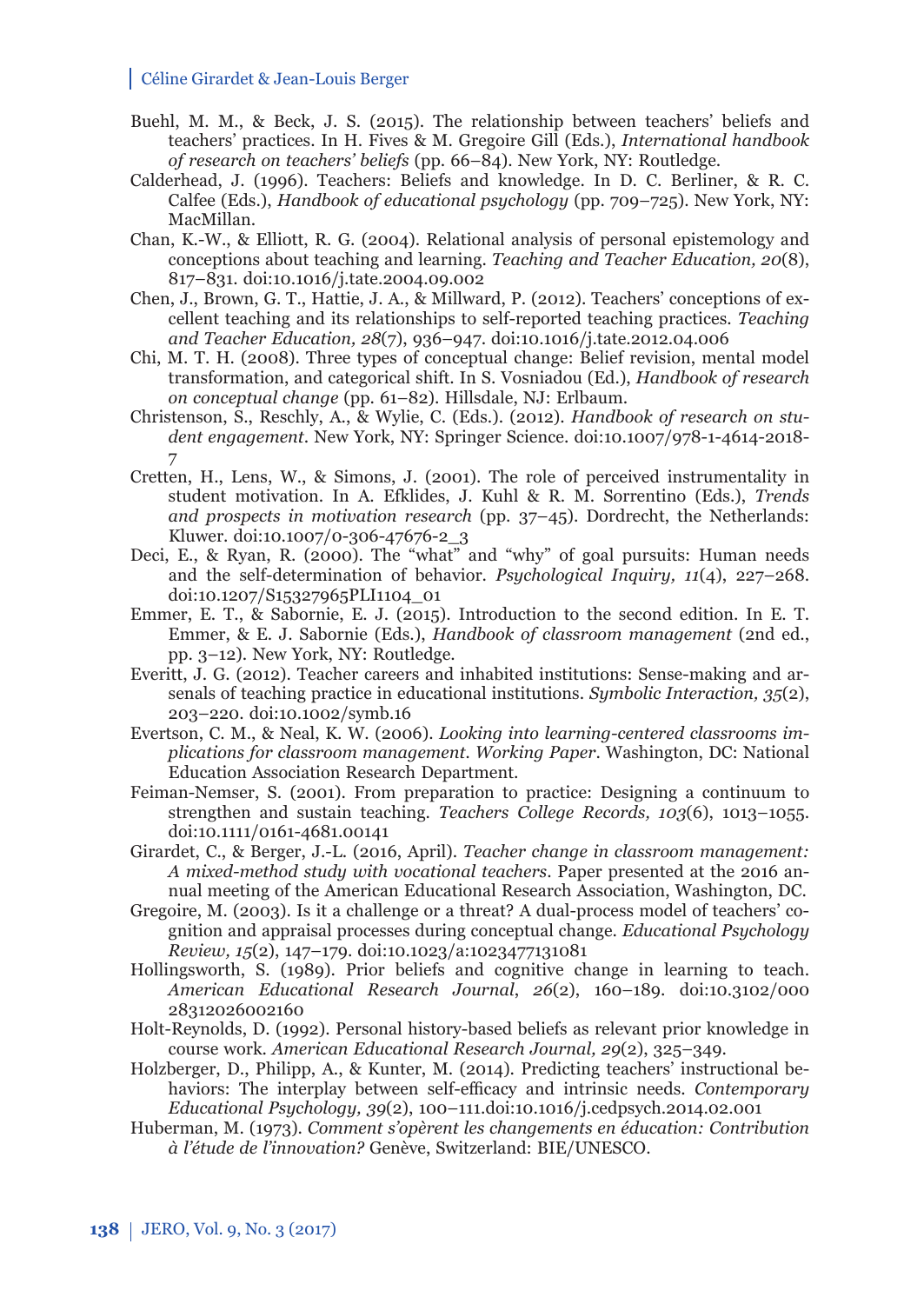Buehl, M. M., & Beck, J. S. (2015). The relationship between teachers' beliefs and teachers' practices. In H. Fives & M. Gregoire Gill (Eds.), *International handbook of research on teachers' beliefs* (pp. 66–84). New York, NY: Routledge.

Calderhead, J. (1996). Teachers: Beliefs and knowledge. In D. C. Berliner, & R. C. Calfee (Eds.), *Handbook of educational psychology* (pp. 709–725). New York, NY: MacMillan.

Chan, K.-W., & Elliott, R. G. (2004). Relational analysis of personal epistemology and conceptions about teaching and learning. *Teaching and Teacher Education, 20*(8), 817–831. doi:10.1016/j.tate.2004.09.002

Chen, J., Brown, G. T., Hattie, J. A., & Millward, P. (2012). Teachers' conceptions of excellent teaching and its relationships to self-reported teaching practices. *Teaching and Teacher Education, 28*(7), 936–947. doi:10.1016/j.tate.2012.04.006

Chi, M. T. H. (2008). Three types of conceptual change: Belief revision, mental model transformation, and categorical shift. In S. Vosniadou (Ed.), *Handbook of research on conceptual change* (pp. 61–82). Hillsdale, NJ: Erlbaum.

Christenson, S., Reschly, A., & Wylie, C. (Eds.). (2012). *Handbook of research on student engagement*. New York, NY: Springer Science. doi:10.1007/978-1-4614-2018-7

Cretten, H., Lens, W., & Simons, J. (2001). The role of perceived instrumentality in student motivation. In A. Efklides, J. Kuhl & R. M. Sorrentino (Eds.), *Trends and prospects in motivation research* (pp. 37–45). Dordrecht, the Netherlands: Kluwer. doi:10.1007/0-306-47676-2_3

Deci, E., & Ryan, R. (2000). The "what" and "why" of goal pursuits: Human needs and the self-determination of behavior. *Psychological Inquiry, 11*(4), 227–268. doi:10.1207/S15327965PLI1104_01

Emmer, E. T., & Sabornie, E. J. (2015). Introduction to the second edition. In E. T. Emmer, & E. J. Sabornie (Eds.), *Handbook of classroom management* (2nd ed., pp. 3–12). New York, NY: Routledge.

Everitt, J. G. (2012). Teacher careers and inhabited institutions: Sense-making and arsenals of teaching practice in educational institutions. *Symbolic Interaction, 35*(2), 203–220. doi:10.1002/symb.16

Evertson, C. M., & Neal, K. W. (2006). *Looking into learning-centered classrooms implications for classroom management. Working Paper*. Washington, DC: National Education Association Research Department.

Feiman-Nemser, S. (2001). From preparation to practice: Designing a continuum to strengthen and sustain teaching. *Teachers College Records, 103*(6), 1013–1055. doi:10.1111/0161-4681.00141

Girardet, C., & Berger, J.-L. (2016, April). *Teacher change in classroom management: A mixed-method study with vocational teachers*. Paper presented at the 2016 annual meeting of the American Educational Research Association, Washington, DC.

Gregoire, M. (2003). Is it a challenge or a threat? A dual-process model of teachers' cognition and appraisal processes during conceptual change. *Educational Psychology Review, 15*(2), 147–179. doi:10.1023/a:1023477131081

Hollingsworth, S. (1989). Prior beliefs and cognitive change in learning to teach. *American Educational Research Journal*, *26*(2), 160–189. doi:10.3102/00028312026002160

Holt-Reynolds, D. (1992). Personal history-based beliefs as relevant prior knowledge in course work. *American Educational Research Journal, 29*(2), 325–349.

Holzberger, D., Philipp, A., & Kunter, M. (2014). Predicting teachers' instructional behaviors: The interplay between self-efficacy and intrinsic needs. *Contemporary Educational Psychology, 39*(2), 100–111.doi:10.1016/j.cedpsych.2014.02.001

Huberman, M. (1973). *Comment s'opèrent les changements en éducation: Contribution à l'étude de l'innovation?* Genève, Switzerland: BIE/UNESCO.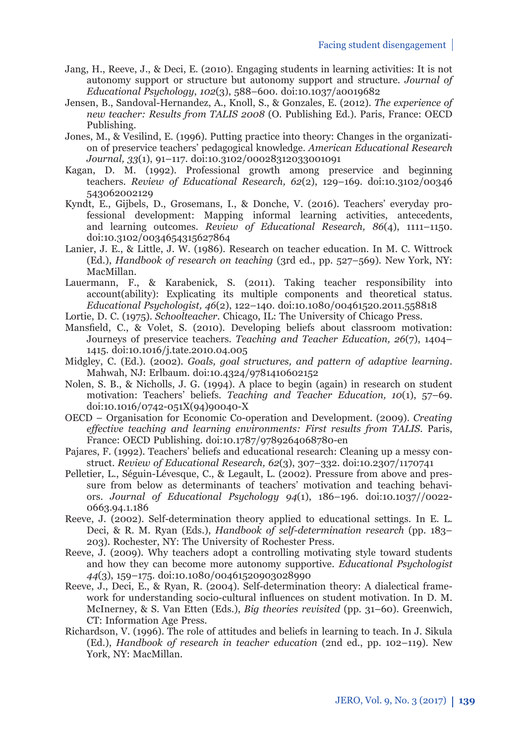Jang, H., Reeve, J., & Deci, E. (2010). Engaging students in learning activities: It is not autonomy support or structure but autonomy support and structure. *Journal of Educational Psychology*, *102*(3), 588–600. doi:10.1037/a0019682

Jensen, B., Sandoval-Hernandez, A., Knoll, S., & Gonzales, E. (2012). *The experience of new teacher: Results from TALIS 2008* (O. Publishing Ed.). Paris, France: OECD Publishing.

Jones, M., & Vesilind, E. (1996). Putting practice into theory: Changes in the organization of preservice teachers' pedagogical knowledge. *American Educational Research Journal, 33*(1), 91–117. doi:10.3102/00028312033001091

Kagan, D. M. (1992). Professional growth among preservice and beginning teachers. *Review of Educational Research, 62*(2), 129–169. doi:10.3102/00346543062002129

Kyndt, E., Gijbels, D., Grosemans, I., & Donche, V. (2016). Teachers' everyday professional development: Mapping informal learning activities, antecedents, and learning outcomes. *Review of Educational Research, 86*(4), 1111–1150. doi:10.3102/0034654315627864

Lanier, J. E., & Little, J. W. (1986). Research on teacher education. In M. C. Wittrock (Ed.), *Handbook of research on teaching* (3rd ed., pp. 527–569). New York, NY: MacMillan.

Lauermann, F., & Karabenick, S. (2011). Taking teacher responsibility into account(ability): Explicating its multiple components and theoretical status. *Educational Psychologist, 46*(2), 122–140. doi:10.1080/00461520.2011.558818

Lortie, D. C. (1975). *Schoolteacher*. Chicago, IL: The University of Chicago Press.

Mansfield, C., & Volet, S. (2010). Developing beliefs about classroom motivation: Journeys of preservice teachers. *Teaching and Teacher Education, 26*(7), 1404–1415. doi:10.1016/j.tate.2010.04.005

Midgley, C. (Ed.). (2002). *Goals, goal structures, and pattern of adaptive learning*. Mahwah, NJ: Erlbaum. doi:10.4324/9781410602152

Nolen, S. B., & Nicholls, J. G. (1994). A place to begin (again) in research on student motivation: Teachers' beliefs. *Teaching and Teacher Education, 10*(1), 57–69. doi:10.1016/0742-051X(94)90040-X

OECD – Organisation for Economic Co-operation and Development. (2009). *Creating effective teaching and learning environments: First results from TALIS*. Paris, France: OECD Publishing. doi:10.1787/9789264068780-en

Pajares, F. (1992). Teachers' beliefs and educational research: Cleaning up a messy construct. *Review of Educational Research, 62*(3), 307–332. doi:10.2307/1170741

Pelletier, L., Séguin-Lévesque, C., & Legault, L. (2002). Pressure from above and pressure from below as determinants of teachers' motivation and teaching behaviors. *Journal of Educational Psychology 94*(1), 186–196. doi:10.1037//0022-0663.94.1.186

Reeve, J. (2002). Self-determination theory applied to educational settings. In E. L. Deci, & R. M. Ryan (Eds.), *Handbook of self-determination research* (pp. 183–203). Rochester, NY: The University of Rochester Press.

Reeve, J. (2009). Why teachers adopt a controlling motivating style toward students and how they can become more autonomy supportive. *Educational Psychologist 44*(3), 159–175. doi:10.1080/00461520903028990

Reeve, J., Deci, E., & Ryan, R. (2004). Self-determination theory: A dialectical framework for understanding socio-cultural influences on student motivation. In D. M. McInerney, & S. Van Etten (Eds.), *Big theories revisited* (pp. 31–60). Greenwich, CT: Information Age Press.

Richardson, V. (1996). The role of attitudes and beliefs in learning to teach. In J. Sikula (Ed.), *Handbook of research in teacher education* (2nd ed., pp. 102–119). New York, NY: MacMillan.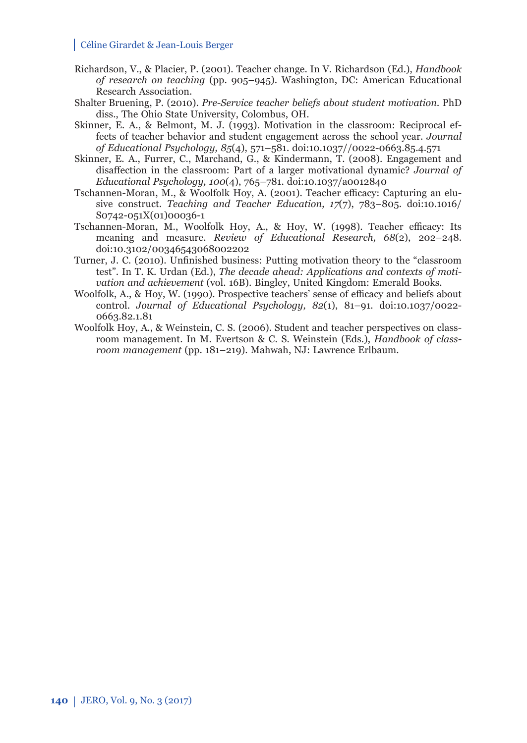Richardson, V., & Placier, P. (2001). Teacher change. In V. Richardson (Ed.), *Handbook of research on teaching* (pp. 905–945). Washington, DC: American Educational Research Association.

Shalter Bruening, P. (2010). *Pre-Service teacher beliefs about student motivation.* PhD diss., The Ohio State University, Colombus, OH.

Skinner, E. A., & Belmont, M. J. (1993). Motivation in the classroom: Reciprocal effects of teacher behavior and student engagement across the school year. *Journal of Educational Psychology, 85*(4), 571–581. doi:10.1037//0022-0663.85.4.571

Skinner, E. A., Furrer, C., Marchand, G., & Kindermann, T. (2008). Engagement and disaffection in the classroom: Part of a larger motivational dynamic? *Journal of Educational Psychology, 100*(4), 765–781. doi:10.1037/a0012840

Tschannen-Moran, M., & Woolfolk Hoy, A. (2001). Teacher efficacy: Capturing an elusive construct. *Teaching and Teacher Education, 17*(7), 783–805. doi:10.1016/S0742-051X(01)00036-1

Tschannen-Moran, M., Woolfolk Hoy, A., & Hoy, W. (1998). Teacher efficacy: Its meaning and measure. *Review of Educational Research, 68*(2), 202–248. doi:10.3102/00346543068002202

Turner, J. C. (2010). Unfinished business: Putting motivation theory to the "classroom test". In T. K. Urdan (Ed.), *The decade ahead: Applications and contexts of motivation and achievement* (vol. 16B). Bingley, United Kingdom: Emerald Books.

Woolfolk, A., & Hoy, W. (1990). Prospective teachers' sense of efficacy and beliefs about control. *Journal of Educational Psychology, 82*(1), 81–91. doi:10.1037/0022-0663.82.1.81

Woolfolk Hoy, A., & Weinstein, C. S. (2006). Student and teacher perspectives on classroom management. In M. Evertson & C. S. Weinstein (Eds.), *Handbook of classroom management* (pp. 181–219). Mahwah, NJ: Lawrence Erlbaum.